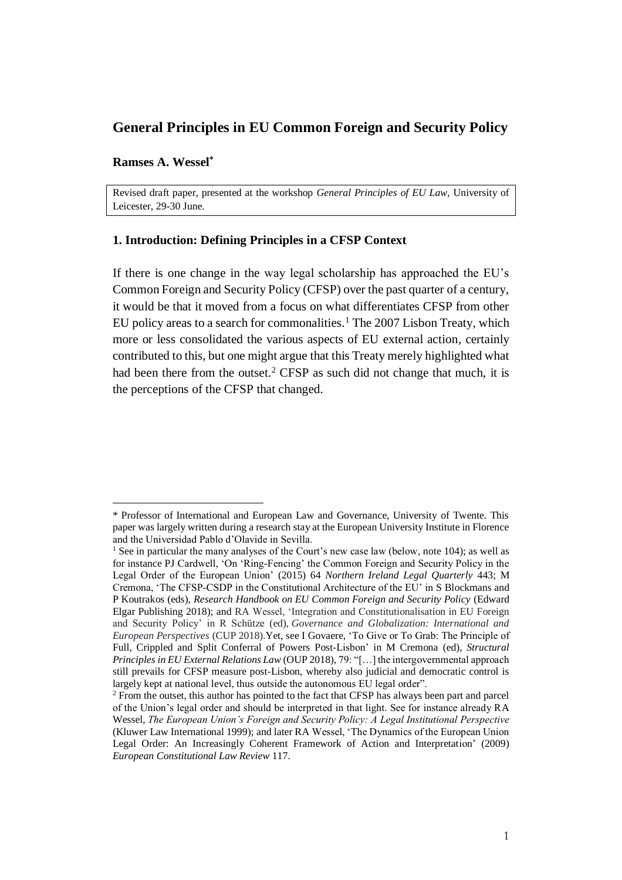## General Principles in EU Common Foreign and Security Policy

**Ramses A. Wessel***

Revised draft paper, presented at the workshop *General Principles of EU Law*, University of Leicester, 29-30 June.

### 1. Introduction: Defining Principles in a CFSP Context

If there is one change in the way legal scholarship has approached the EU's Common Foreign and Security Policy (CFSP) over the past quarter of a century, it would be that it moved from a focus on what differentiates CFSP from other EU policy areas to a search for commonalities.[1] The 2007 Lisbon Treaty, which more or less consolidated the various aspects of EU external action, certainly contributed to this, but one might argue that this Treaty merely highlighted what had been there from the outset.[2] CFSP as such did not change that much, it is the perceptions of the CFSP that changed.

---

\* Professor of International and European Law and Governance, University of Twente. This paper was largely written during a research stay at the European University Institute in Florence and the Universidad Pablo d'Olavide in Sevilla.

[1] See in particular the many analyses of the Court's new case law (below, note 104); as well as for instance PJ Cardwell, 'On 'Ring-Fencing' the Common Foreign and Security Policy in the Legal Order of the European Union' (2015) 64 *Northern Ireland Legal Quarterly* 443; M Cremona, 'The CFSP-CSDP in the Constitutional Architecture of the EU' in S Blockmans and P Koutrakos (eds), *Research Handbook on EU Common Foreign and Security Policy* (Edward Elgar Publishing 2018); and RA Wessel, 'Integration and Constitutionalisation in EU Foreign and Security Policy' in R Schütze (ed), *Governance and Globalization: International and European Perspectives* (CUP 2018).Yet, see I Govaere, 'To Give or To Grab: The Principle of Full, Crippled and Split Conferral of Powers Post-Lisbon' in M Cremona (ed), *Structural Principles in EU External Relations Law* (OUP 2018), 79: "[…] the intergovernmental approach still prevails for CFSP measure post-Lisbon, whereby also judicial and democratic control is largely kept at national level, thus outside the autonomous EU legal order".

[2] From the outset, this author has pointed to the fact that CFSP has always been part and parcel of the Union's legal order and should be interpreted in that light. See for instance already RA Wessel, *The European Union's Foreign and Security Policy: A Legal Institutional Perspective* (Kluwer Law International 1999); and later RA Wessel, 'The Dynamics of the European Union Legal Order: An Increasingly Coherent Framework of Action and Interpretation' (2009) *European Constitutional Law Review* 117.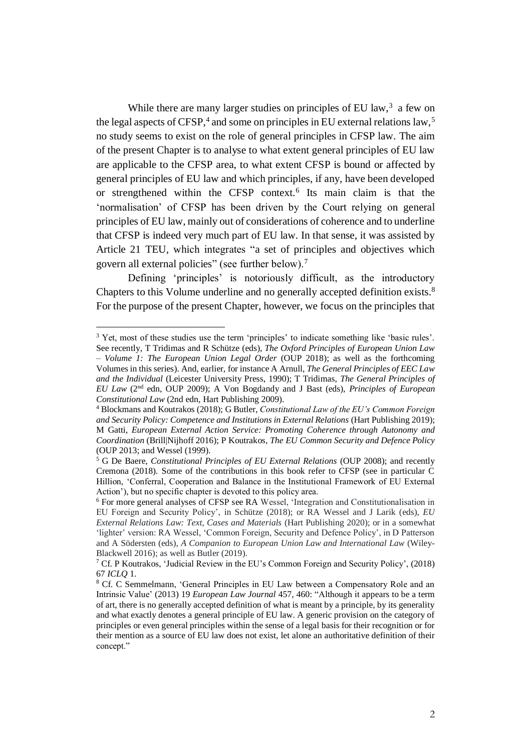While there are many larger studies on principles of EU law,[3] a few on the legal aspects of CFSP,[4] and some on principles in EU external relations law,[5] no study seems to exist on the role of general principles in CFSP law. The aim of the present Chapter is to analyse to what extent general principles of EU law are applicable to the CFSP area, to what extent CFSP is bound or affected by general principles of EU law and which principles, if any, have been developed or strengthened within the CFSP context.[6] Its main claim is that the 'normalisation' of CFSP has been driven by the Court relying on general principles of EU law, mainly out of considerations of coherence and to underline that CFSP is indeed very much part of EU law. In that sense, it was assisted by Article 21 TEU, which integrates "a set of principles and objectives which govern all external policies" (see further below).[7]

Defining 'principles' is notoriously difficult, as the introductory Chapters to this Volume underline and no generally accepted definition exists.[8] For the purpose of the present Chapter, however, we focus on the principles that

---

[3] Yet, most of these studies use the term 'principles' to indicate something like 'basic rules'. See recently, T Tridimas and R Schütze (eds), *The Oxford Principles of European Union Law – Volume 1: The European Union Legal Order* (OUP 2018); as well as the forthcoming Volumes in this series). And, earlier, for instance A Arnull, *The General Principles of EEC Law and the Individual* (Leicester University Press, 1990); T Tridimas, *The General Principles of EU Law* (2nd edn, OUP 2009); A Von Bogdandy and J Bast (eds), *Principles of European Constitutional Law* (2nd edn, Hart Publishing 2009).

[4] Blockmans and Koutrakos (2018); G Butler, *Constitutional Law of the EU's Common Foreign and Security Policy: Competence and Institutions in External Relations* (Hart Publishing 2019); M Gatti, *European External Action Service: Promoting Coherence through Autonomy and Coordination* (Brill|Nijhoff 2016); P Koutrakos, *The EU Common Security and Defence Policy* (OUP 2013; and Wessel (1999).

[5] G De Baere, *Constitutional Principles of EU External Relations* (OUP 2008); and recently Cremona (2018). Some of the contributions in this book refer to CFSP (see in particular C Hillion, 'Conferral, Cooperation and Balance in the Institutional Framework of EU External Action'), but no specific chapter is devoted to this policy area.

[6] For more general analyses of CFSP see RA Wessel, 'Integration and Constitutionalisation in EU Foreign and Security Policy', in Schütze (2018); or RA Wessel and J Larik (eds), *EU External Relations Law: Text, Cases and Materials* (Hart Publishing 2020); or in a somewhat 'lighter' version: RA Wessel, 'Common Foreign, Security and Defence Policy', in D Patterson and A Södersten (eds), *A Companion to European Union Law and International Law* (Wiley-Blackwell 2016); as well as Butler (2019).

[7] Cf. P Koutrakos, 'Judicial Review in the EU's Common Foreign and Security Policy', (2018) 67 *ICLQ* 1.

[8] Cf. C Semmelmann, 'General Principles in EU Law between a Compensatory Role and an Intrinsic Value' (2013) 19 *European Law Journal* 457, 460: "Although it appears to be a term of art, there is no generally accepted definition of what is meant by a principle, by its generality and what exactly denotes a general principle of EU law. A generic provision on the category of principles or even general principles within the sense of a legal basis for their recognition or for their mention as a source of EU law does not exist, let alone an authoritative definition of their concept."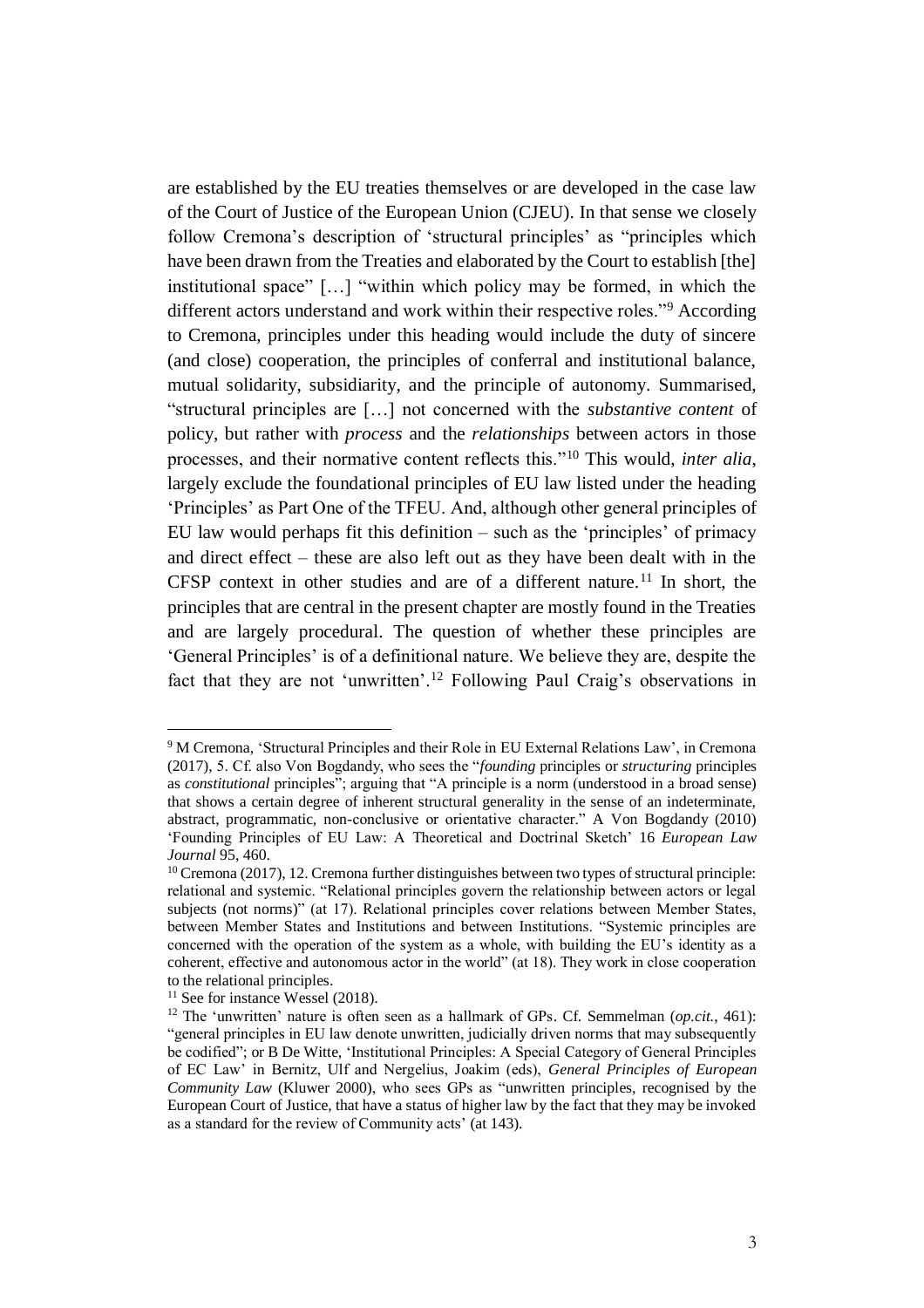are established by the EU treaties themselves or are developed in the case law of the Court of Justice of the European Union (CJEU). In that sense we closely follow Cremona's description of 'structural principles' as "principles which have been drawn from the Treaties and elaborated by the Court to establish [the] institutional space" […] "within which policy may be formed, in which the different actors understand and work within their respective roles."[9] According to Cremona, principles under this heading would include the duty of sincere (and close) cooperation, the principles of conferral and institutional balance, mutual solidarity, subsidiarity, and the principle of autonomy. Summarised, "structural principles are […] not concerned with the *substantive content* of policy, but rather with *process* and the *relationships* between actors in those processes, and their normative content reflects this."[10] This would, *inter alia*, largely exclude the foundational principles of EU law listed under the heading 'Principles' as Part One of the TFEU. And, although other general principles of EU law would perhaps fit this definition – such as the 'principles' of primacy and direct effect – these are also left out as they have been dealt with in the CFSP context in other studies and are of a different nature.[11] In short, the principles that are central in the present chapter are mostly found in the Treaties and are largely procedural. The question of whether these principles are 'General Principles' is of a definitional nature. We believe they are, despite the fact that they are not 'unwritten'.[12] Following Paul Craig's observations in

---

[9] M Cremona, 'Structural Principles and their Role in EU External Relations Law', in Cremona (2017), 5. Cf. also Von Bogdandy, who sees the "*founding* principles or *structuring* principles as *constitutional* principles"; arguing that "A principle is a norm (understood in a broad sense) that shows a certain degree of inherent structural generality in the sense of an indeterminate, abstract, programmatic, non-conclusive or orientative character." A Von Bogdandy (2010) 'Founding Principles of EU Law: A Theoretical and Doctrinal Sketch' 16 *European Law Journal* 95, 460.

[10] Cremona (2017), 12. Cremona further distinguishes between two types of structural principle: relational and systemic. "Relational principles govern the relationship between actors or legal subjects (not norms)" (at 17). Relational principles cover relations between Member States, between Member States and Institutions and between Institutions. "Systemic principles are concerned with the operation of the system as a whole, with building the EU's identity as a coherent, effective and autonomous actor in the world" (at 18). They work in close cooperation to the relational principles.

[11] See for instance Wessel (2018).

[12] The 'unwritten' nature is often seen as a hallmark of GPs. Cf. Semmelman (*op.cit.*, 461): "general principles in EU law denote unwritten, judicially driven norms that may subsequently be codified"; or B De Witte, 'Institutional Principles: A Special Category of General Principles of EC Law' in Bernitz, Ulf and Nergelius, Joakim (eds), *General Principles of European Community Law* (Kluwer 2000), who sees GPs as "unwritten principles, recognised by the European Court of Justice, that have a status of higher law by the fact that they may be invoked as a standard for the review of Community acts' (at 143).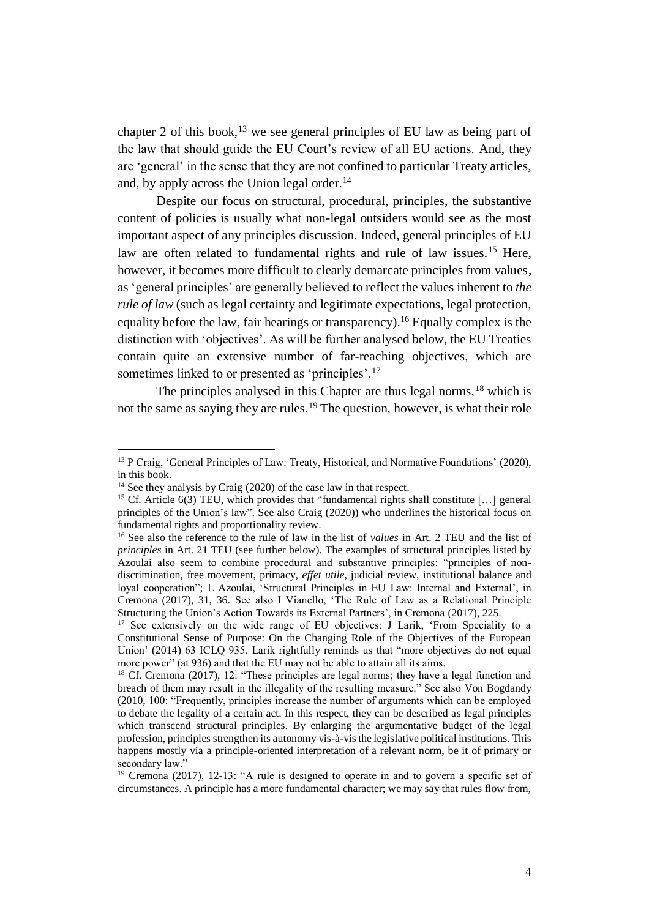chapter 2 of this book,[13] we see general principles of EU law as being part of the law that should guide the EU Court's review of all EU actions. And, they are 'general' in the sense that they are not confined to particular Treaty articles, and, by apply across the Union legal order.[14]

Despite our focus on structural, procedural, principles, the substantive content of policies is usually what non-legal outsiders would see as the most important aspect of any principles discussion. Indeed, general principles of EU law are often related to fundamental rights and rule of law issues.[15] Here, however, it becomes more difficult to clearly demarcate principles from values, as 'general principles' are generally believed to reflect the values inherent to *the rule of law* (such as legal certainty and legitimate expectations, legal protection, equality before the law, fair hearings or transparency).[16] Equally complex is the distinction with 'objectives'. As will be further analysed below, the EU Treaties contain quite an extensive number of far-reaching objectives, which are sometimes linked to or presented as 'principles'.[17]

The principles analysed in this Chapter are thus legal norms,[18] which is not the same as saying they are rules.[19] The question, however, is what their role

---

[13] P Craig, 'General Principles of Law: Treaty, Historical, and Normative Foundations' (2020), in this book.

[14] See they analysis by Craig (2020) of the case law in that respect.

[15] Cf. Article 6(3) TEU, which provides that "fundamental rights shall constitute […] general principles of the Union's law". See also Craig (2020)) who underlines the historical focus on fundamental rights and proportionality review.

[16] See also the reference to the rule of law in the list of *values* in Art. 2 TEU and the list of *principles* in Art. 21 TEU (see further below). The examples of structural principles listed by Azoulai also seem to combine procedural and substantive principles: "principles of non-discrimination, free movement, primacy, *effet utile*, judicial review, institutional balance and loyal cooperation"; L Azoulai, 'Structural Principles in EU Law: Internal and External', in Cremona (2017), 31, 36. See also I Vianello, 'The Rule of Law as a Relational Principle Structuring the Union's Action Towards its External Partners', in Cremona (2017), 225.

[17] See extensively on the wide range of EU objectives: J Larik, 'From Speciality to a Constitutional Sense of Purpose: On the Changing Role of the Objectives of the European Union' (2014) 63 ICLQ 935. Larik rightfully reminds us that "more objectives do not equal more power" (at 936) and that the EU may not be able to attain all its aims.

[18] Cf. Cremona (2017), 12: "These principles are legal norms; they have a legal function and breach of them may result in the illegality of the resulting measure." See also Von Bogdandy (2010, 100: "Frequently, principles increase the number of arguments which can be employed to debate the legality of a certain act. In this respect, they can be described as legal principles which transcend structural principles. By enlarging the argumentative budget of the legal profession, principles strengthen its autonomy vis-à-vis the legislative political institutions. This happens mostly via a principle-oriented interpretation of a relevant norm, be it of primary or secondary law."

[19] Cremona (2017), 12-13: "A rule is designed to operate in and to govern a specific set of circumstances. A principle has a more fundamental character; we may say that rules flow from,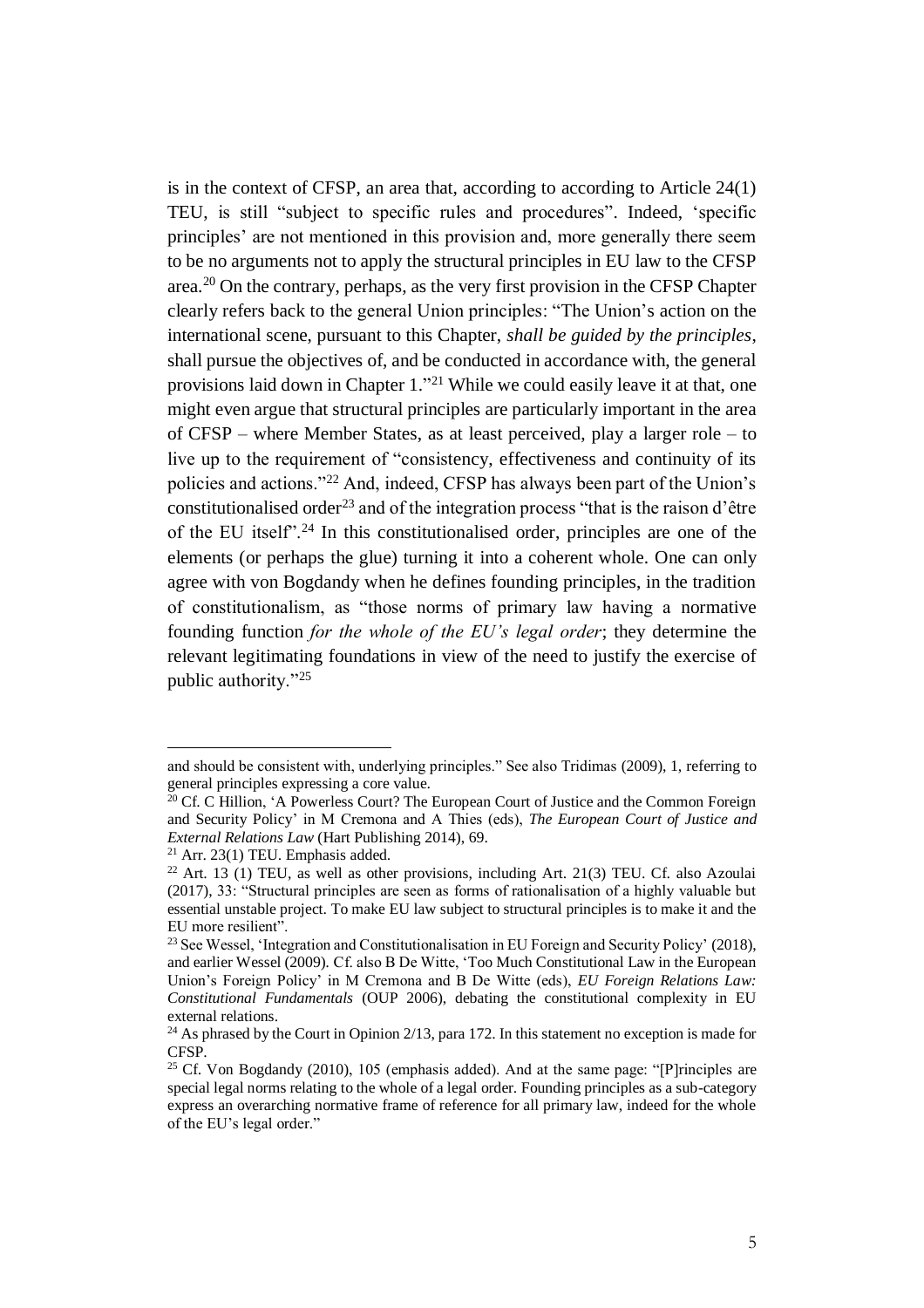is in the context of CFSP, an area that, according to according to Article 24(1) TEU, is still "subject to specific rules and procedures". Indeed, 'specific principles' are not mentioned in this provision and, more generally there seem to be no arguments not to apply the structural principles in EU law to the CFSP area.[20] On the contrary, perhaps, as the very first provision in the CFSP Chapter clearly refers back to the general Union principles: "The Union's action on the international scene, pursuant to this Chapter, *shall be guided by the principles*, shall pursue the objectives of, and be conducted in accordance with, the general provisions laid down in Chapter 1."[21] While we could easily leave it at that, one might even argue that structural principles are particularly important in the area of CFSP – where Member States, as at least perceived, play a larger role – to live up to the requirement of "consistency, effectiveness and continuity of its policies and actions."[22] And, indeed, CFSP has always been part of the Union's constitutionalised order[23] and of the integration process "that is the raison d'être of the EU itself".[24] In this constitutionalised order, principles are one of the elements (or perhaps the glue) turning it into a coherent whole. One can only agree with von Bogdandy when he defines founding principles, in the tradition of constitutionalism, as "those norms of primary law having a normative founding function *for the whole of the EU's legal order*; they determine the relevant legitimating foundations in view of the need to justify the exercise of public authority."[25]

---

and should be consistent with, underlying principles." See also Tridimas (2009), 1, referring to general principles expressing a core value.

[20] Cf. C Hillion, 'A Powerless Court? The European Court of Justice and the Common Foreign and Security Policy' in M Cremona and A Thies (eds), *The European Court of Justice and External Relations Law* (Hart Publishing 2014), 69.

[21] Arr. 23(1) TEU. Emphasis added.

[22] Art. 13 (1) TEU, as well as other provisions, including Art. 21(3) TEU. Cf. also Azoulai (2017), 33: "Structural principles are seen as forms of rationalisation of a highly valuable but essential unstable project. To make EU law subject to structural principles is to make it and the EU more resilient".

[23] See Wessel, 'Integration and Constitutionalisation in EU Foreign and Security Policy' (2018), and earlier Wessel (2009). Cf. also B De Witte, 'Too Much Constitutional Law in the European Union's Foreign Policy' in M Cremona and B De Witte (eds), *EU Foreign Relations Law: Constitutional Fundamentals* (OUP 2006), debating the constitutional complexity in EU external relations.

[24] As phrased by the Court in Opinion 2/13, para 172. In this statement no exception is made for CFSP.

[25] Cf. Von Bogdandy (2010), 105 (emphasis added). And at the same page: "[P]rinciples are special legal norms relating to the whole of a legal order. Founding principles as a sub-category express an overarching normative frame of reference for all primary law, indeed for the whole of the EU's legal order."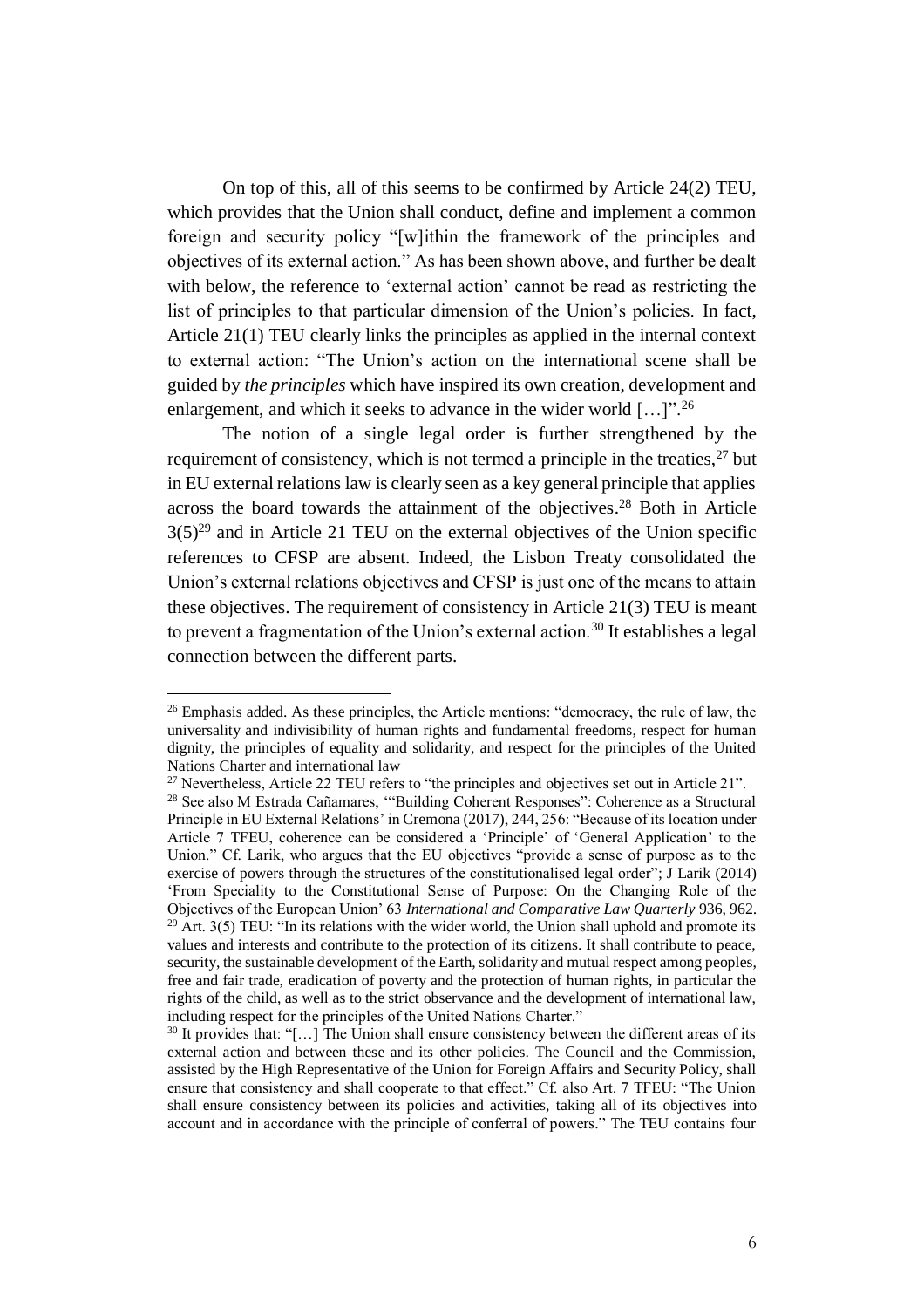On top of this, all of this seems to be confirmed by Article 24(2) TEU, which provides that the Union shall conduct, define and implement a common foreign and security policy "[w]ithin the framework of the principles and objectives of its external action." As has been shown above, and further be dealt with below, the reference to 'external action' cannot be read as restricting the list of principles to that particular dimension of the Union's policies. In fact, Article 21(1) TEU clearly links the principles as applied in the internal context to external action: "The Union's action on the international scene shall be guided by *the principles* which have inspired its own creation, development and enlargement, and which it seeks to advance in the wider world […]".[26]

The notion of a single legal order is further strengthened by the requirement of consistency, which is not termed a principle in the treaties,[27] but in EU external relations law is clearly seen as a key general principle that applies across the board towards the attainment of the objectives.[28] Both in Article 3(5)[29] and in Article 21 TEU on the external objectives of the Union specific references to CFSP are absent. Indeed, the Lisbon Treaty consolidated the Union's external relations objectives and CFSP is just one of the means to attain these objectives. The requirement of consistency in Article 21(3) TEU is meant to prevent a fragmentation of the Union's external action.[30] It establishes a legal connection between the different parts.

---

[26] Emphasis added. As these principles, the Article mentions: "democracy, the rule of law, the universality and indivisibility of human rights and fundamental freedoms, respect for human dignity, the principles of equality and solidarity, and respect for the principles of the United Nations Charter and international law

[27] Nevertheless, Article 22 TEU refers to "the principles and objectives set out in Article 21".

[28] See also M Estrada Cañamares, '"Building Coherent Responses": Coherence as a Structural Principle in EU External Relations' in Cremona (2017), 244, 256: "Because of its location under Article 7 TFEU, coherence can be considered a 'Principle' of 'General Application' to the Union." Cf. Larik, who argues that the EU objectives "provide a sense of purpose as to the exercise of powers through the structures of the constitutionalised legal order"; J Larik (2014) 'From Speciality to the Constitutional Sense of Purpose: On the Changing Role of the Objectives of the European Union' 63 *International and Comparative Law Quarterly* 936, 962.

[29] Art. 3(5) TEU: "In its relations with the wider world, the Union shall uphold and promote its values and interests and contribute to the protection of its citizens. It shall contribute to peace, security, the sustainable development of the Earth, solidarity and mutual respect among peoples, free and fair trade, eradication of poverty and the protection of human rights, in particular the rights of the child, as well as to the strict observance and the development of international law, including respect for the principles of the United Nations Charter."

[30] It provides that: "[…] The Union shall ensure consistency between the different areas of its external action and between these and its other policies. The Council and the Commission, assisted by the High Representative of the Union for Foreign Affairs and Security Policy, shall ensure that consistency and shall cooperate to that effect." Cf. also Art. 7 TFEU: "The Union shall ensure consistency between its policies and activities, taking all of its objectives into account and in accordance with the principle of conferral of powers." The TEU contains four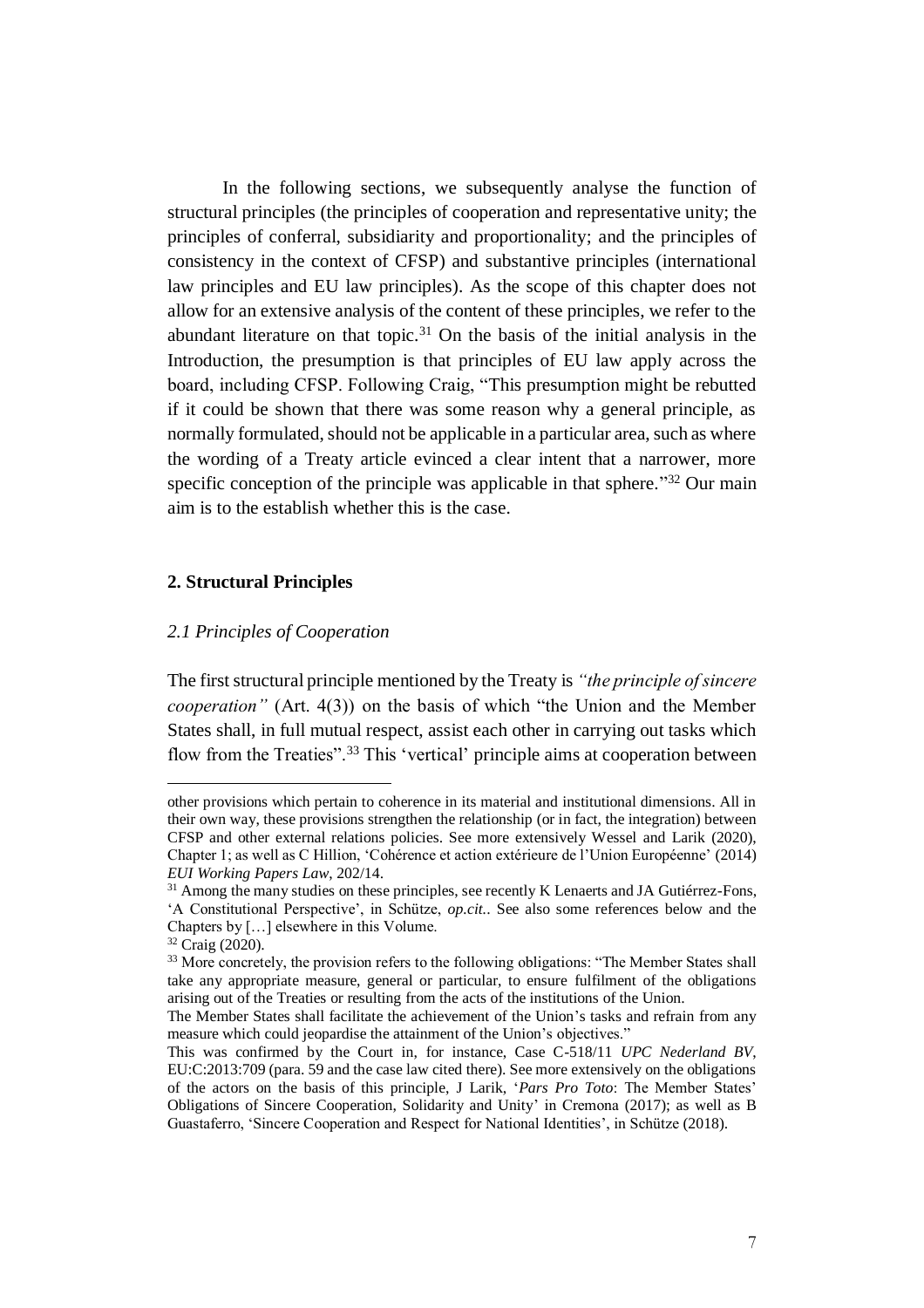In the following sections, we subsequently analyse the function of structural principles (the principles of cooperation and representative unity; the principles of conferral, subsidiarity and proportionality; and the principles of consistency in the context of CFSP) and substantive principles (international law principles and EU law principles). As the scope of this chapter does not allow for an extensive analysis of the content of these principles, we refer to the abundant literature on that topic.[31] On the basis of the initial analysis in the Introduction, the presumption is that principles of EU law apply across the board, including CFSP. Following Craig, "This presumption might be rebutted if it could be shown that there was some reason why a general principle, as normally formulated, should not be applicable in a particular area, such as where the wording of a Treaty article evinced a clear intent that a narrower, more specific conception of the principle was applicable in that sphere."[32] Our main aim is to the establish whether this is the case.

## 2. Structural Principles

### *2.1 Principles of Cooperation*

The first structural principle mentioned by the Treaty is *"the principle of sincere cooperation"* (Art. 4(3)) on the basis of which "the Union and the Member States shall, in full mutual respect, assist each other in carrying out tasks which flow from the Treaties".[33] This 'vertical' principle aims at cooperation between

---

other provisions which pertain to coherence in its material and institutional dimensions. All in their own way, these provisions strengthen the relationship (or in fact, the integration) between CFSP and other external relations policies. See more extensively Wessel and Larik (2020), Chapter 1; as well as C Hillion, 'Cohérence et action extérieure de l'Union Européenne' (2014) *EUI Working Papers Law*, 202/14.

[31] Among the many studies on these principles, see recently K Lenaerts and JA Gutiérrez-Fons, 'A Constitutional Perspective', in Schütze, *op.cit.*. See also some references below and the Chapters by […] elsewhere in this Volume.

[32] Craig (2020).

[33] More concretely, the provision refers to the following obligations: "The Member States shall take any appropriate measure, general or particular, to ensure fulfilment of the obligations arising out of the Treaties or resulting from the acts of the institutions of the Union.

The Member States shall facilitate the achievement of the Union's tasks and refrain from any measure which could jeopardise the attainment of the Union's objectives."

This was confirmed by the Court in, for instance, Case C-518/11 *UPC Nederland BV*, EU:C:2013:709 (para. 59 and the case law cited there). See more extensively on the obligations of the actors on the basis of this principle, J Larik, '*Pars Pro Toto*: The Member States' Obligations of Sincere Cooperation, Solidarity and Unity' in Cremona (2017); as well as B Guastaferro, 'Sincere Cooperation and Respect for National Identities', in Schütze (2018).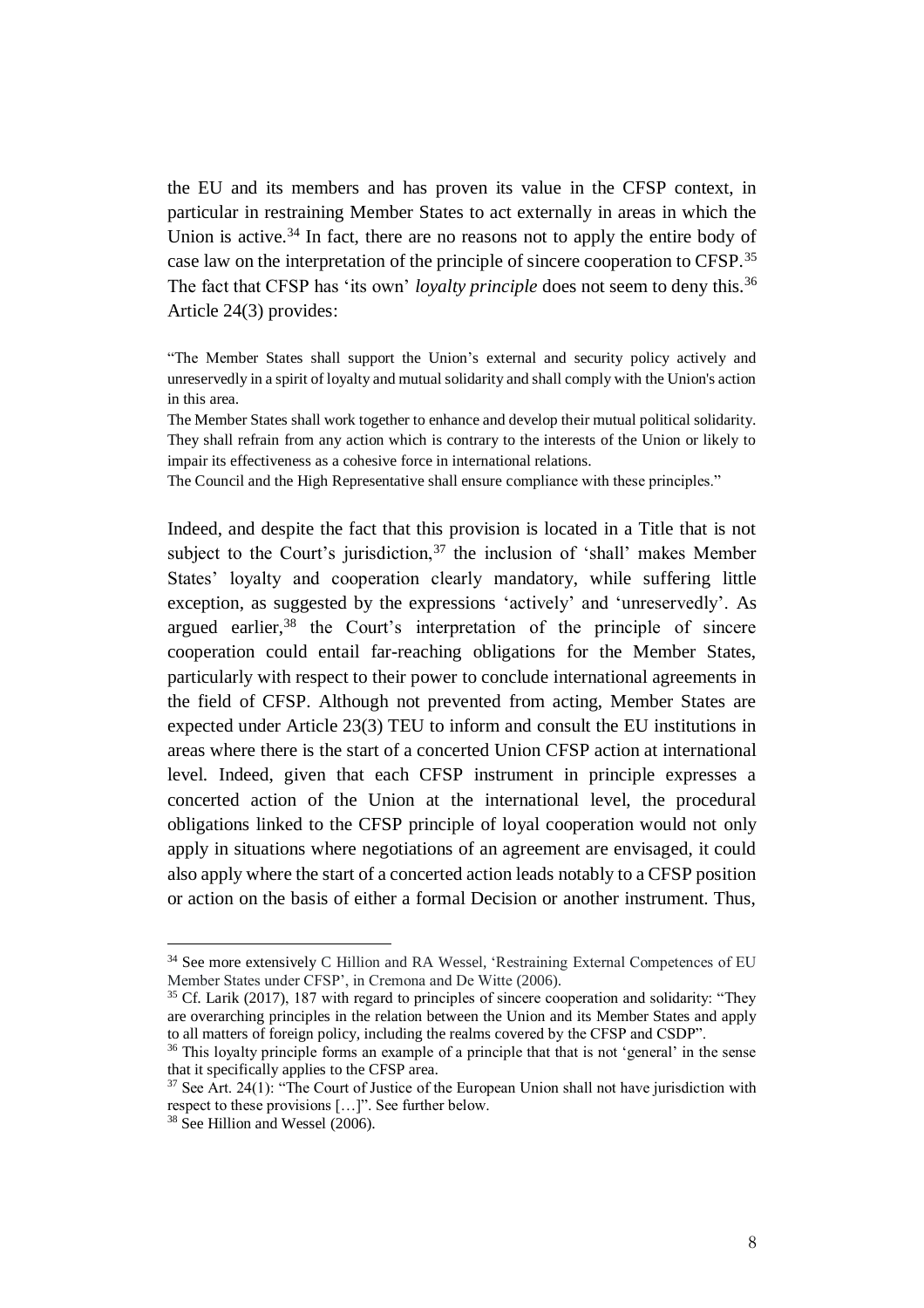the EU and its members and has proven its value in the CFSP context, in particular in restraining Member States to act externally in areas in which the Union is active.[34] In fact, there are no reasons not to apply the entire body of case law on the interpretation of the principle of sincere cooperation to CFSP.[35] The fact that CFSP has 'its own' *loyalty principle* does not seem to deny this.[36] Article 24(3) provides:

> "The Member States shall support the Union's external and security policy actively and unreservedly in a spirit of loyalty and mutual solidarity and shall comply with the Union's action in this area.
>
> The Member States shall work together to enhance and develop their mutual political solidarity. They shall refrain from any action which is contrary to the interests of the Union or likely to impair its effectiveness as a cohesive force in international relations.
>
> The Council and the High Representative shall ensure compliance with these principles."

Indeed, and despite the fact that this provision is located in a Title that is not subject to the Court's jurisdiction,[37] the inclusion of 'shall' makes Member States' loyalty and cooperation clearly mandatory, while suffering little exception, as suggested by the expressions 'actively' and 'unreservedly'. As argued earlier,[38] the Court's interpretation of the principle of sincere cooperation could entail far-reaching obligations for the Member States, particularly with respect to their power to conclude international agreements in the field of CFSP. Although not prevented from acting, Member States are expected under Article 23(3) TEU to inform and consult the EU institutions in areas where there is the start of a concerted Union CFSP action at international level. Indeed, given that each CFSP instrument in principle expresses a concerted action of the Union at the international level, the procedural obligations linked to the CFSP principle of loyal cooperation would not only apply in situations where negotiations of an agreement are envisaged, it could also apply where the start of a concerted action leads notably to a CFSP position or action on the basis of either a formal Decision or another instrument. Thus,

---

[34] See more extensively C Hillion and RA Wessel, 'Restraining External Competences of EU Member States under CFSP', in Cremona and De Witte (2006).

[35] Cf. Larik (2017), 187 with regard to principles of sincere cooperation and solidarity: "They are overarching principles in the relation between the Union and its Member States and apply to all matters of foreign policy, including the realms covered by the CFSP and CSDP".

[36] This loyalty principle forms an example of a principle that that is not 'general' in the sense that it specifically applies to the CFSP area.

[37] See Art. 24(1): "The Court of Justice of the European Union shall not have jurisdiction with respect to these provisions […]". See further below.

[38] See Hillion and Wessel (2006).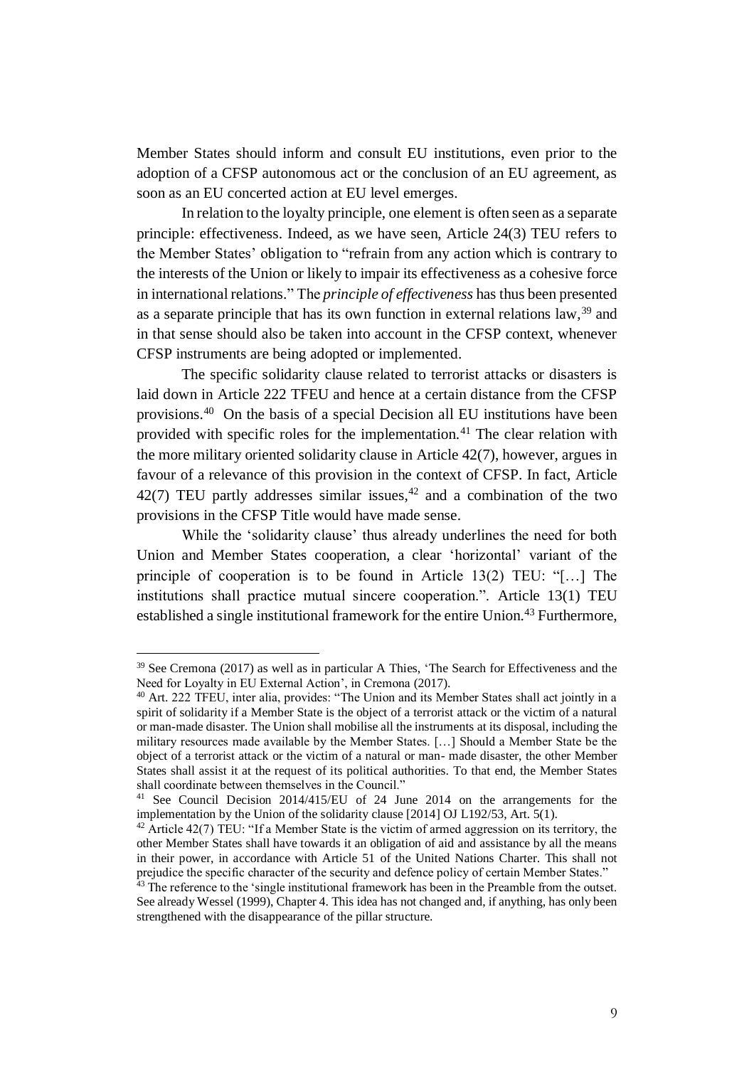Member States should inform and consult EU institutions, even prior to the adoption of a CFSP autonomous act or the conclusion of an EU agreement, as soon as an EU concerted action at EU level emerges.

In relation to the loyalty principle, one element is often seen as a separate principle: effectiveness. Indeed, as we have seen, Article 24(3) TEU refers to the Member States' obligation to "refrain from any action which is contrary to the interests of the Union or likely to impair its effectiveness as a cohesive force in international relations." The *principle of effectiveness* has thus been presented as a separate principle that has its own function in external relations law,[39] and in that sense should also be taken into account in the CFSP context, whenever CFSP instruments are being adopted or implemented.

The specific solidarity clause related to terrorist attacks or disasters is laid down in Article 222 TFEU and hence at a certain distance from the CFSP provisions.[40] On the basis of a special Decision all EU institutions have been provided with specific roles for the implementation.[41] The clear relation with the more military oriented solidarity clause in Article 42(7), however, argues in favour of a relevance of this provision in the context of CFSP. In fact, Article 42(7) TEU partly addresses similar issues,[42] and a combination of the two provisions in the CFSP Title would have made sense.

While the 'solidarity clause' thus already underlines the need for both Union and Member States cooperation, a clear 'horizontal' variant of the principle of cooperation is to be found in Article 13(2) TEU: "[…] The institutions shall practice mutual sincere cooperation.". Article 13(1) TEU established a single institutional framework for the entire Union.[43] Furthermore,

---

[39] See Cremona (2017) as well as in particular A Thies, 'The Search for Effectiveness and the Need for Loyalty in EU External Action', in Cremona (2017).

[40] Art. 222 TFEU, inter alia, provides: "The Union and its Member States shall act jointly in a spirit of solidarity if a Member State is the object of a terrorist attack or the victim of a natural or man-made disaster. The Union shall mobilise all the instruments at its disposal, including the military resources made available by the Member States. […] Should a Member State be the object of a terrorist attack or the victim of a natural or man- made disaster, the other Member States shall assist it at the request of its political authorities. To that end, the Member States shall coordinate between themselves in the Council."

[41] See Council Decision 2014/415/EU of 24 June 2014 on the arrangements for the implementation by the Union of the solidarity clause [2014] OJ L192/53, Art. 5(1).

[42] Article 42(7) TEU: "If a Member State is the victim of armed aggression on its territory, the other Member States shall have towards it an obligation of aid and assistance by all the means in their power, in accordance with Article 51 of the United Nations Charter. This shall not prejudice the specific character of the security and defence policy of certain Member States."

[43] The reference to the 'single institutional framework has been in the Preamble from the outset. See already Wessel (1999), Chapter 4. This idea has not changed and, if anything, has only been strengthened with the disappearance of the pillar structure.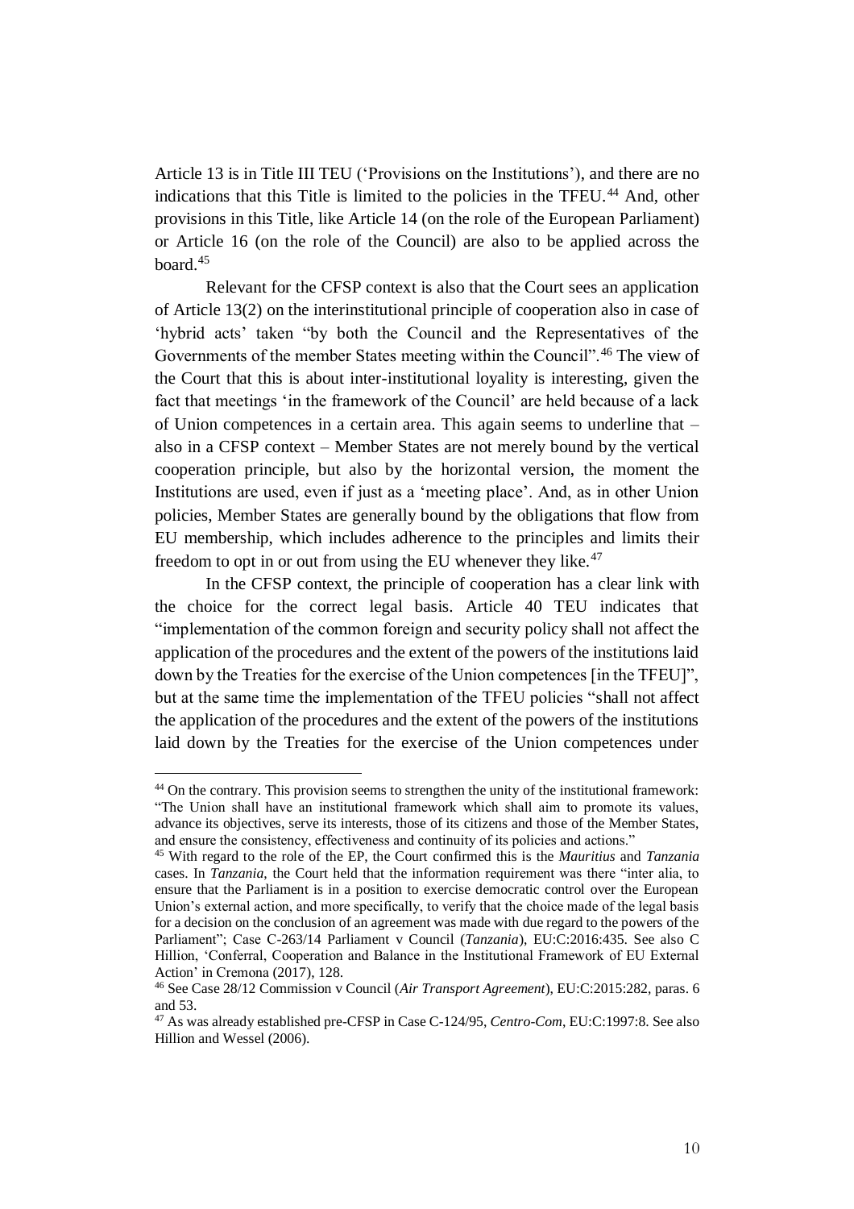Article 13 is in Title III TEU ('Provisions on the Institutions'), and there are no indications that this Title is limited to the policies in the TFEU.[44] And, other provisions in this Title, like Article 14 (on the role of the European Parliament) or Article 16 (on the role of the Council) are also to be applied across the board.[45]

Relevant for the CFSP context is also that the Court sees an application of Article 13(2) on the interinstitutional principle of cooperation also in case of 'hybrid acts' taken "by both the Council and the Representatives of the Governments of the member States meeting within the Council".[46] The view of the Court that this is about inter-institutional loyality is interesting, given the fact that meetings 'in the framework of the Council' are held because of a lack of Union competences in a certain area. This again seems to underline that – also in a CFSP context – Member States are not merely bound by the vertical cooperation principle, but also by the horizontal version, the moment the Institutions are used, even if just as a 'meeting place'. And, as in other Union policies, Member States are generally bound by the obligations that flow from EU membership, which includes adherence to the principles and limits their freedom to opt in or out from using the EU whenever they like.[47]

In the CFSP context, the principle of cooperation has a clear link with the choice for the correct legal basis. Article 40 TEU indicates that "implementation of the common foreign and security policy shall not affect the application of the procedures and the extent of the powers of the institutions laid down by the Treaties for the exercise of the Union competences [in the TFEU]", but at the same time the implementation of the TFEU policies "shall not affect the application of the procedures and the extent of the powers of the institutions laid down by the Treaties for the exercise of the Union competences under

---

[44] On the contrary. This provision seems to strengthen the unity of the institutional framework: "The Union shall have an institutional framework which shall aim to promote its values, advance its objectives, serve its interests, those of its citizens and those of the Member States, and ensure the consistency, effectiveness and continuity of its policies and actions."

[45] With regard to the role of the EP, the Court confirmed this is the *Mauritius* and *Tanzania* cases. In *Tanzania*, the Court held that the information requirement was there "inter alia, to ensure that the Parliament is in a position to exercise democratic control over the European Union's external action, and more specifically, to verify that the choice made of the legal basis for a decision on the conclusion of an agreement was made with due regard to the powers of the Parliament"; Case C-263/14 Parliament v Council (*Tanzania*), EU:C:2016:435. See also C Hillion, 'Conferral, Cooperation and Balance in the Institutional Framework of EU External Action' in Cremona (2017), 128.

[46] See Case 28/12 Commission v Council (*Air Transport Agreement*), EU:C:2015:282, paras. 6 and 53.

[47] As was already established pre-CFSP in Case C-124/95, *Centro-Com*, EU:C:1997:8. See also Hillion and Wessel (2006).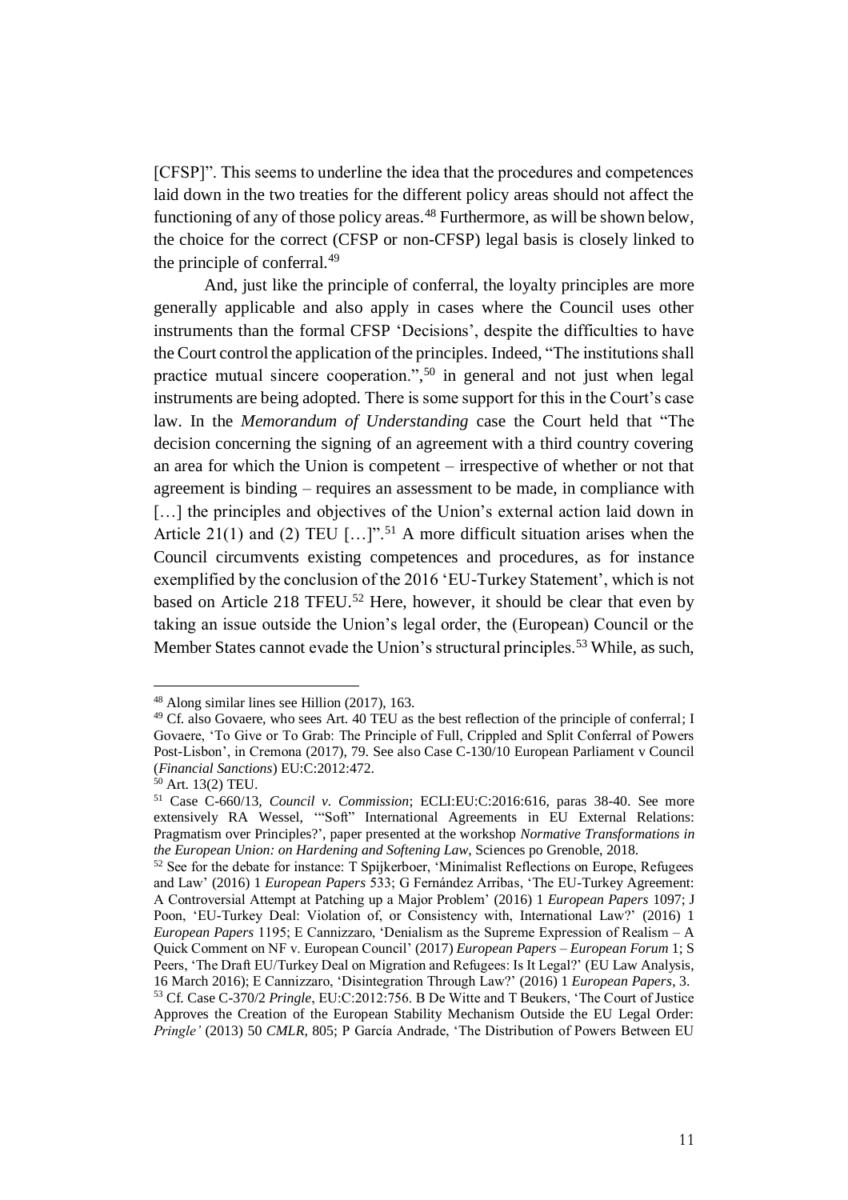[CFSP]". This seems to underline the idea that the procedures and competences laid down in the two treaties for the different policy areas should not affect the functioning of any of those policy areas.[48] Furthermore, as will be shown below, the choice for the correct (CFSP or non-CFSP) legal basis is closely linked to the principle of conferral.[49]

And, just like the principle of conferral, the loyalty principles are more generally applicable and also apply in cases where the Council uses other instruments than the formal CFSP 'Decisions', despite the difficulties to have the Court control the application of the principles. Indeed, "The institutions shall practice mutual sincere cooperation.",[50] in general and not just when legal instruments are being adopted. There is some support for this in the Court's case law. In the *Memorandum of Understanding* case the Court held that "The decision concerning the signing of an agreement with a third country covering an area for which the Union is competent – irrespective of whether or not that agreement is binding – requires an assessment to be made, in compliance with [...] the principles and objectives of the Union's external action laid down in Article 21(1) and (2) TEU [...]".[51] A more difficult situation arises when the Council circumvents existing competences and procedures, as for instance exemplified by the conclusion of the 2016 'EU-Turkey Statement', which is not based on Article 218 TFEU.[52] Here, however, it should be clear that even by taking an issue outside the Union's legal order, the (European) Council or the Member States cannot evade the Union's structural principles.[53] While, as such,

---

[48] Along similar lines see Hillion (2017), 163.

[49] Cf. also Govaere, who sees Art. 40 TEU as the best reflection of the principle of conferral; I Govaere, 'To Give or To Grab: The Principle of Full, Crippled and Split Conferral of Powers Post-Lisbon', in Cremona (2017), 79. See also Case C-130/10 European Parliament v Council (*Financial Sanctions*) EU:C:2012:472.

[50] Art. 13(2) TEU.

[51] Case C-660/13, *Council v. Commission*; ECLI:EU:C:2016:616, paras 38-40. See more extensively RA Wessel, '"Soft" International Agreements in EU External Relations: Pragmatism over Principles?', paper presented at the workshop *Normative Transformations in the European Union: on Hardening and Softening Law*, Sciences po Grenoble, 2018.

[52] See for the debate for instance: T Spijkerboer, 'Minimalist Reflections on Europe, Refugees and Law' (2016) 1 *European Papers* 533; G Fernández Arribas, 'The EU-Turkey Agreement: A Controversial Attempt at Patching up a Major Problem' (2016) 1 *European Papers* 1097; J Poon, 'EU-Turkey Deal: Violation of, or Consistency with, International Law?' (2016) 1 *European Papers* 1195; E Cannizzaro, 'Denialism as the Supreme Expression of Realism – A Quick Comment on NF v. European Council' (2017) *European Papers – European Forum* 1; S Peers, 'The Draft EU/Turkey Deal on Migration and Refugees: Is It Legal?' (EU Law Analysis, 16 March 2016); E Cannizzaro, 'Disintegration Through Law?' (2016) 1 *European Papers*, 3.

[53] Cf. Case C-370/2 *Pringle*, EU:C:2012:756. B De Witte and T Beukers, 'The Court of Justice Approves the Creation of the European Stability Mechanism Outside the EU Legal Order: *Pringle'* (2013) 50 *CMLR*, 805; P García Andrade, 'The Distribution of Powers Between EU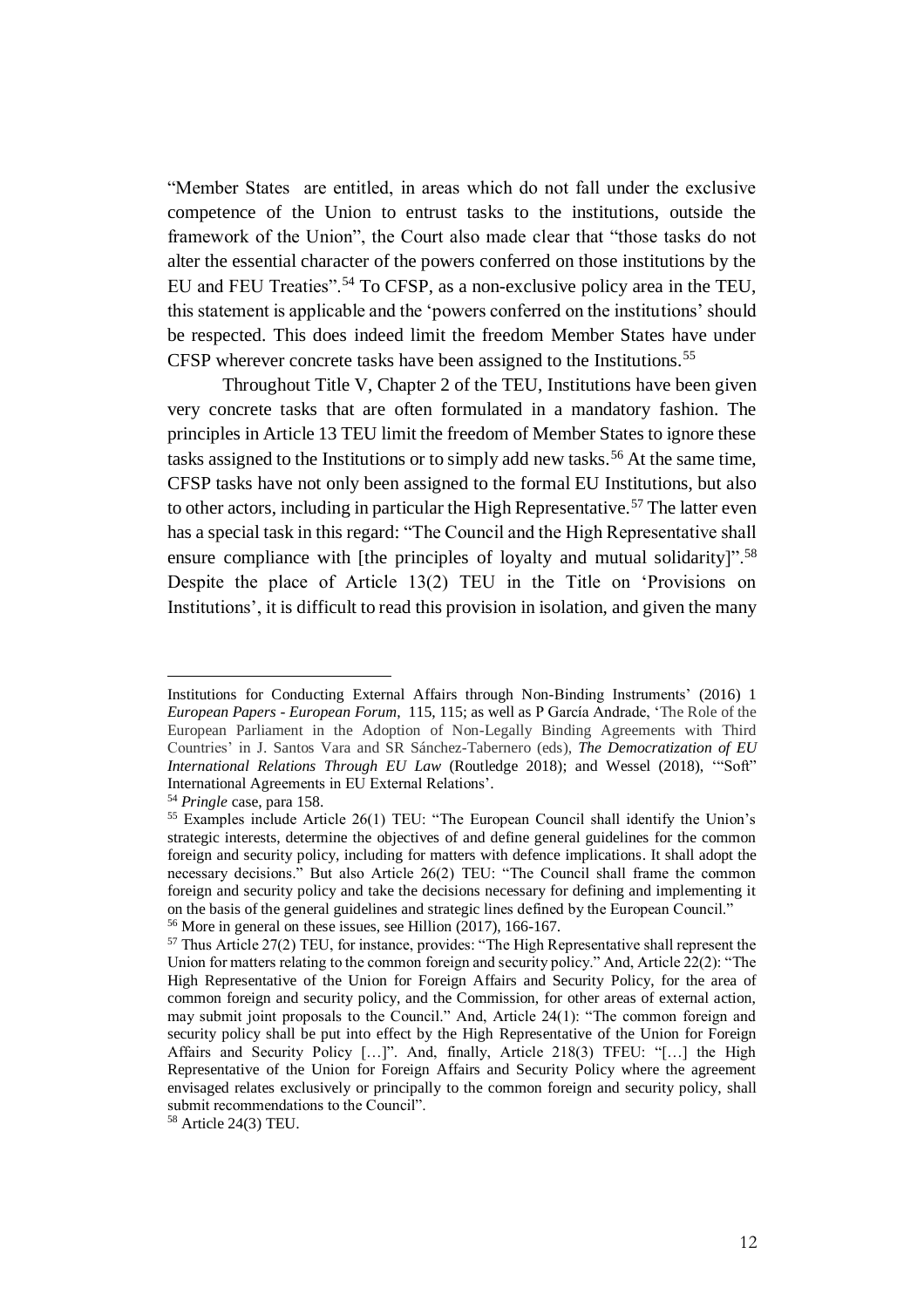"Member States are entitled, in areas which do not fall under the exclusive competence of the Union to entrust tasks to the institutions, outside the framework of the Union", the Court also made clear that "those tasks do not alter the essential character of the powers conferred on those institutions by the EU and FEU Treaties".[54] To CFSP, as a non-exclusive policy area in the TEU, this statement is applicable and the 'powers conferred on the institutions' should be respected. This does indeed limit the freedom Member States have under CFSP wherever concrete tasks have been assigned to the Institutions.[55]

Throughout Title V, Chapter 2 of the TEU, Institutions have been given very concrete tasks that are often formulated in a mandatory fashion. The principles in Article 13 TEU limit the freedom of Member States to ignore these tasks assigned to the Institutions or to simply add new tasks.[56] At the same time, CFSP tasks have not only been assigned to the formal EU Institutions, but also to other actors, including in particular the High Representative.[57] The latter even has a special task in this regard: "The Council and the High Representative shall ensure compliance with [the principles of loyalty and mutual solidarity]".[58] Despite the place of Article 13(2) TEU in the Title on 'Provisions on Institutions', it is difficult to read this provision in isolation, and given the many

---

Institutions for Conducting External Affairs through Non-Binding Instruments' (2016) 1 *European Papers - European Forum*, 115, 115; as well as P García Andrade, 'The Role of the European Parliament in the Adoption of Non-Legally Binding Agreements with Third Countries' in J. Santos Vara and SR Sánchez-Tabernero (eds), *The Democratization of EU International Relations Through EU Law* (Routledge 2018); and Wessel (2018), '"Soft" International Agreements in EU External Relations'.

[54] *Pringle* case, para 158.

[55] Examples include Article 26(1) TEU: "The European Council shall identify the Union's strategic interests, determine the objectives of and define general guidelines for the common foreign and security policy, including for matters with defence implications. It shall adopt the necessary decisions." But also Article 26(2) TEU: "The Council shall frame the common foreign and security policy and take the decisions necessary for defining and implementing it on the basis of the general guidelines and strategic lines defined by the European Council."

[56] More in general on these issues, see Hillion (2017), 166-167.

[57] Thus Article 27(2) TEU, for instance, provides: "The High Representative shall represent the Union for matters relating to the common foreign and security policy." And, Article 22(2): "The High Representative of the Union for Foreign Affairs and Security Policy, for the area of common foreign and security policy, and the Commission, for other areas of external action, may submit joint proposals to the Council." And, Article 24(1): "The common foreign and security policy shall be put into effect by the High Representative of the Union for Foreign Affairs and Security Policy […]". And, finally, Article 218(3) TFEU: "[…] the High Representative of the Union for Foreign Affairs and Security Policy where the agreement envisaged relates exclusively or principally to the common foreign and security policy, shall submit recommendations to the Council".

[58] Article 24(3) TEU.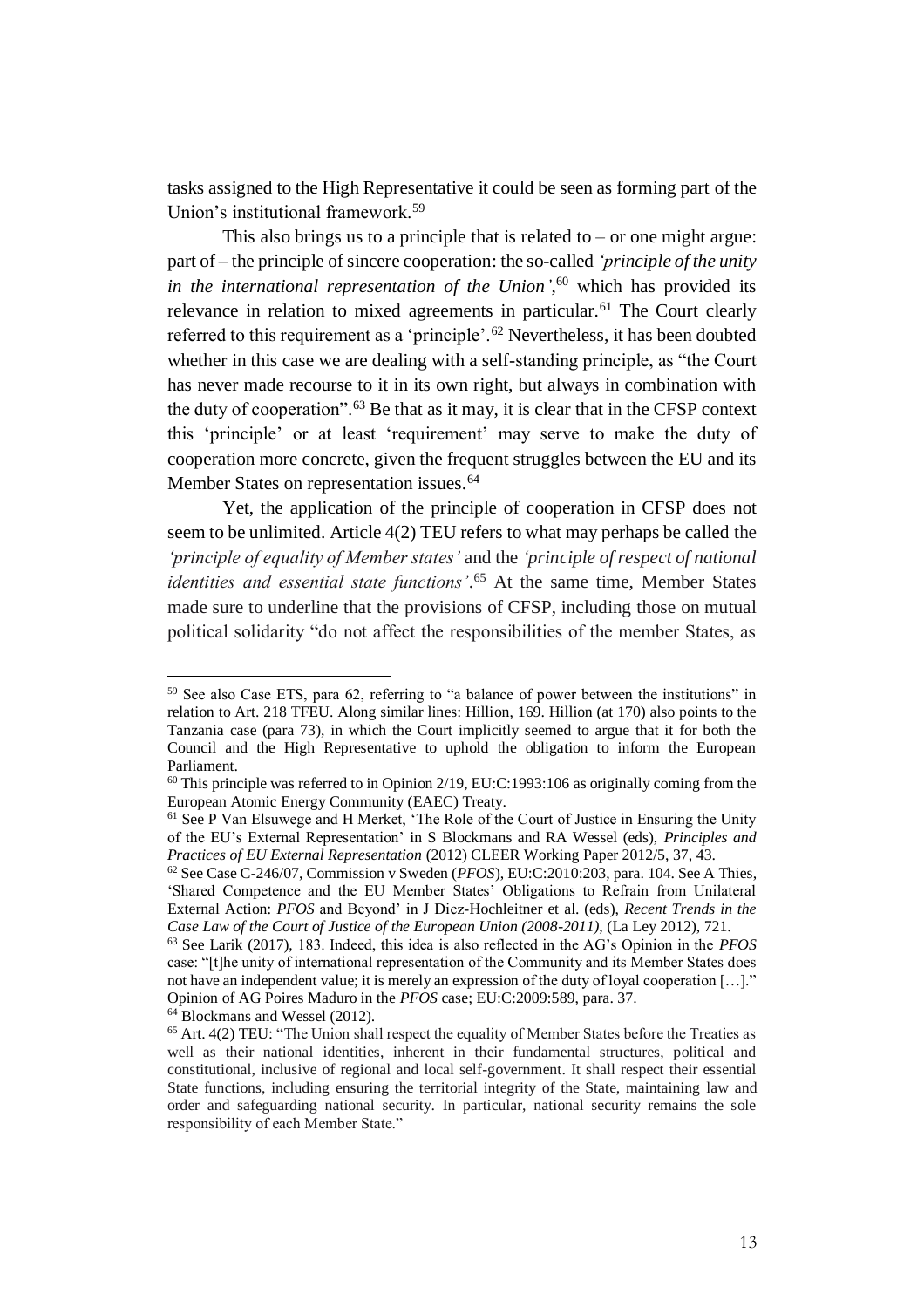tasks assigned to the High Representative it could be seen as forming part of the Union's institutional framework.[59]

This also brings us to a principle that is related to – or one might argue: part of – the principle of sincere cooperation: the so-called *'principle of the unity in the international representation of the Union'*,[60] which has provided its relevance in relation to mixed agreements in particular.[61] The Court clearly referred to this requirement as a 'principle'.[62] Nevertheless, it has been doubted whether in this case we are dealing with a self-standing principle, as "the Court has never made recourse to it in its own right, but always in combination with the duty of cooperation".[63] Be that as it may, it is clear that in the CFSP context this 'principle' or at least 'requirement' may serve to make the duty of cooperation more concrete, given the frequent struggles between the EU and its Member States on representation issues.[64]

Yet, the application of the principle of cooperation in CFSP does not seem to be unlimited. Article 4(2) TEU refers to what may perhaps be called the *'principle of equality of Member states'* and the *'principle of respect of national identities and essential state functions'*.[65] At the same time, Member States made sure to underline that the provisions of CFSP, including those on mutual political solidarity "do not affect the responsibilities of the member States, as

---

[59] See also Case ETS, para 62, referring to "a balance of power between the institutions" in relation to Art. 218 TFEU. Along similar lines: Hillion, 169. Hillion (at 170) also points to the Tanzania case (para 73), in which the Court implicitly seemed to argue that it for both the Council and the High Representative to uphold the obligation to inform the European Parliament.

[60] This principle was referred to in Opinion 2/19, EU:C:1993:106 as originally coming from the European Atomic Energy Community (EAEC) Treaty.

[61] See P Van Elsuwege and H Merket, 'The Role of the Court of Justice in Ensuring the Unity of the EU's External Representation' in S Blockmans and RA Wessel (eds), *Principles and Practices of EU External Representation* (2012) CLEER Working Paper 2012/5, 37, 43.

[62] See Case C-246/07, Commission v Sweden (*PFOS*), EU:C:2010:203, para. 104. See A Thies, 'Shared Competence and the EU Member States' Obligations to Refrain from Unilateral External Action: *PFOS* and Beyond' in J Diez-Hochleitner et al. (eds), *Recent Trends in the Case Law of the Court of Justice of the European Union (2008-2011)*, (La Ley 2012), 721.

[63] See Larik (2017), 183. Indeed, this idea is also reflected in the AG's Opinion in the *PFOS* case: "[t]he unity of international representation of the Community and its Member States does not have an independent value; it is merely an expression of the duty of loyal cooperation […]." Opinion of AG Poires Maduro in the *PFOS* case; EU:C:2009:589, para. 37.

[64] Blockmans and Wessel (2012).

[65] Art. 4(2) TEU: "The Union shall respect the equality of Member States before the Treaties as well as their national identities, inherent in their fundamental structures, political and constitutional, inclusive of regional and local self-government. It shall respect their essential State functions, including ensuring the territorial integrity of the State, maintaining law and order and safeguarding national security. In particular, national security remains the sole responsibility of each Member State."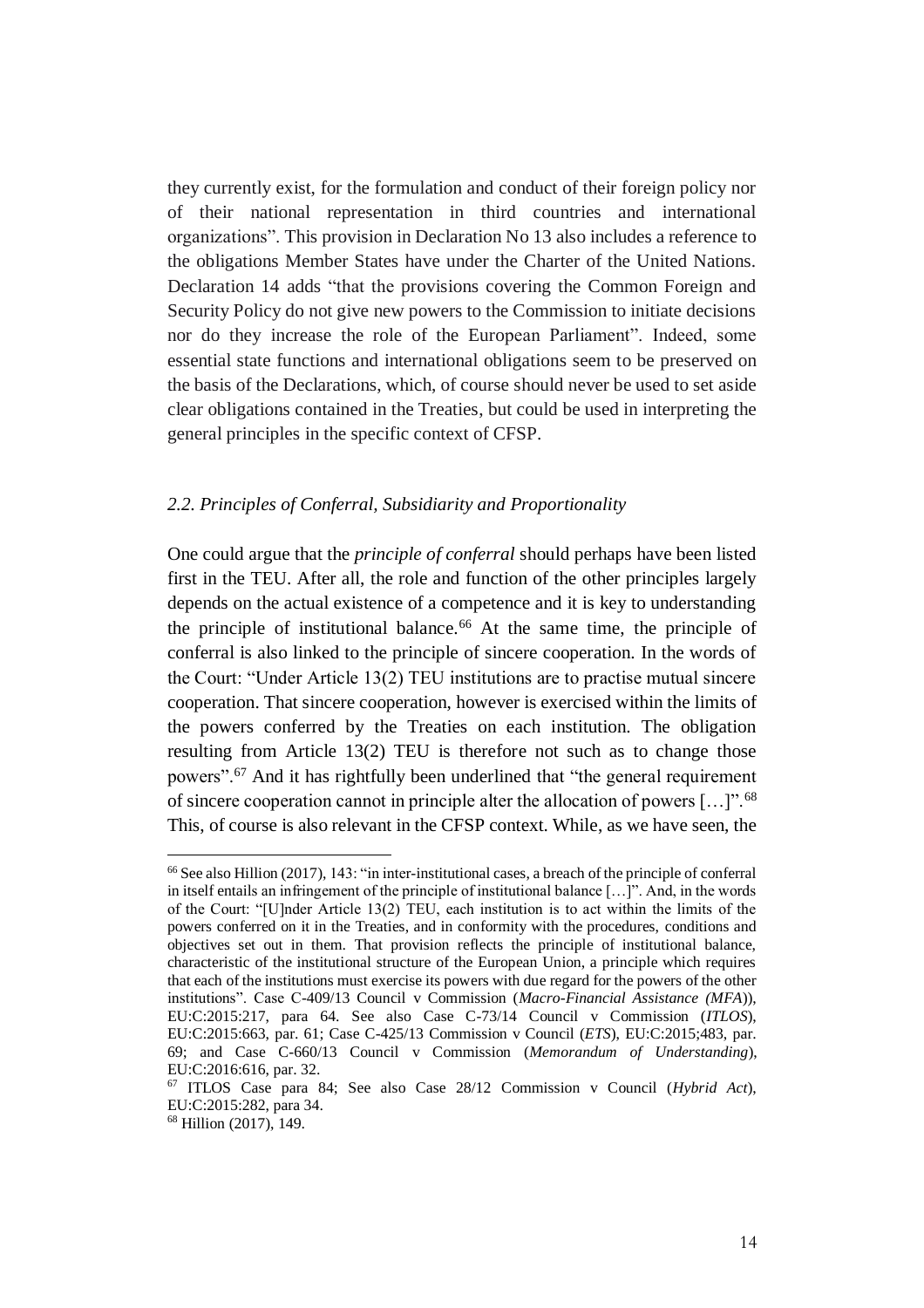they currently exist, for the formulation and conduct of their foreign policy nor of their national representation in third countries and international organizations". This provision in Declaration No 13 also includes a reference to the obligations Member States have under the Charter of the United Nations. Declaration 14 adds "that the provisions covering the Common Foreign and Security Policy do not give new powers to the Commission to initiate decisions nor do they increase the role of the European Parliament". Indeed, some essential state functions and international obligations seem to be preserved on the basis of the Declarations, which, of course should never be used to set aside clear obligations contained in the Treaties, but could be used in interpreting the general principles in the specific context of CFSP.

### *2.2. Principles of Conferral, Subsidiarity and Proportionality*

One could argue that the *principle of conferral* should perhaps have been listed first in the TEU. After all, the role and function of the other principles largely depends on the actual existence of a competence and it is key to understanding the principle of institutional balance.[66] At the same time, the principle of conferral is also linked to the principle of sincere cooperation. In the words of the Court: "Under Article 13(2) TEU institutions are to practise mutual sincere cooperation. That sincere cooperation, however is exercised within the limits of the powers conferred by the Treaties on each institution. The obligation resulting from Article 13(2) TEU is therefore not such as to change those powers".[67] And it has rightfully been underlined that "the general requirement of sincere cooperation cannot in principle alter the allocation of powers […]".[68] This, of course is also relevant in the CFSP context. While, as we have seen, the

---

[66] See also Hillion (2017), 143: "in inter-institutional cases, a breach of the principle of conferral in itself entails an infringement of the principle of institutional balance […]". And, in the words of the Court: "[U]nder Article 13(2) TEU, each institution is to act within the limits of the powers conferred on it in the Treaties, and in conformity with the procedures, conditions and objectives set out in them. That provision reflects the principle of institutional balance, characteristic of the institutional structure of the European Union, a principle which requires that each of the institutions must exercise its powers with due regard for the powers of the other institutions". Case C-409/13 Council v Commission (*Macro-Financial Assistance (MFA)*), EU:C:2015:217, para 64. See also Case C-73/14 Council v Commission (*ITLOS*), EU:C:2015:663, par. 61; Case C-425/13 Commission v Council (*ETS*), EU:C:2015;483, par. 69; and Case C-660/13 Council v Commission (*Memorandum of Understanding*), EU:C:2016:616, par. 32.

[67] ITLOS Case para 84; See also Case 28/12 Commission v Council (*Hybrid Act*), EU:C:2015:282, para 34.

[68] Hillion (2017), 149.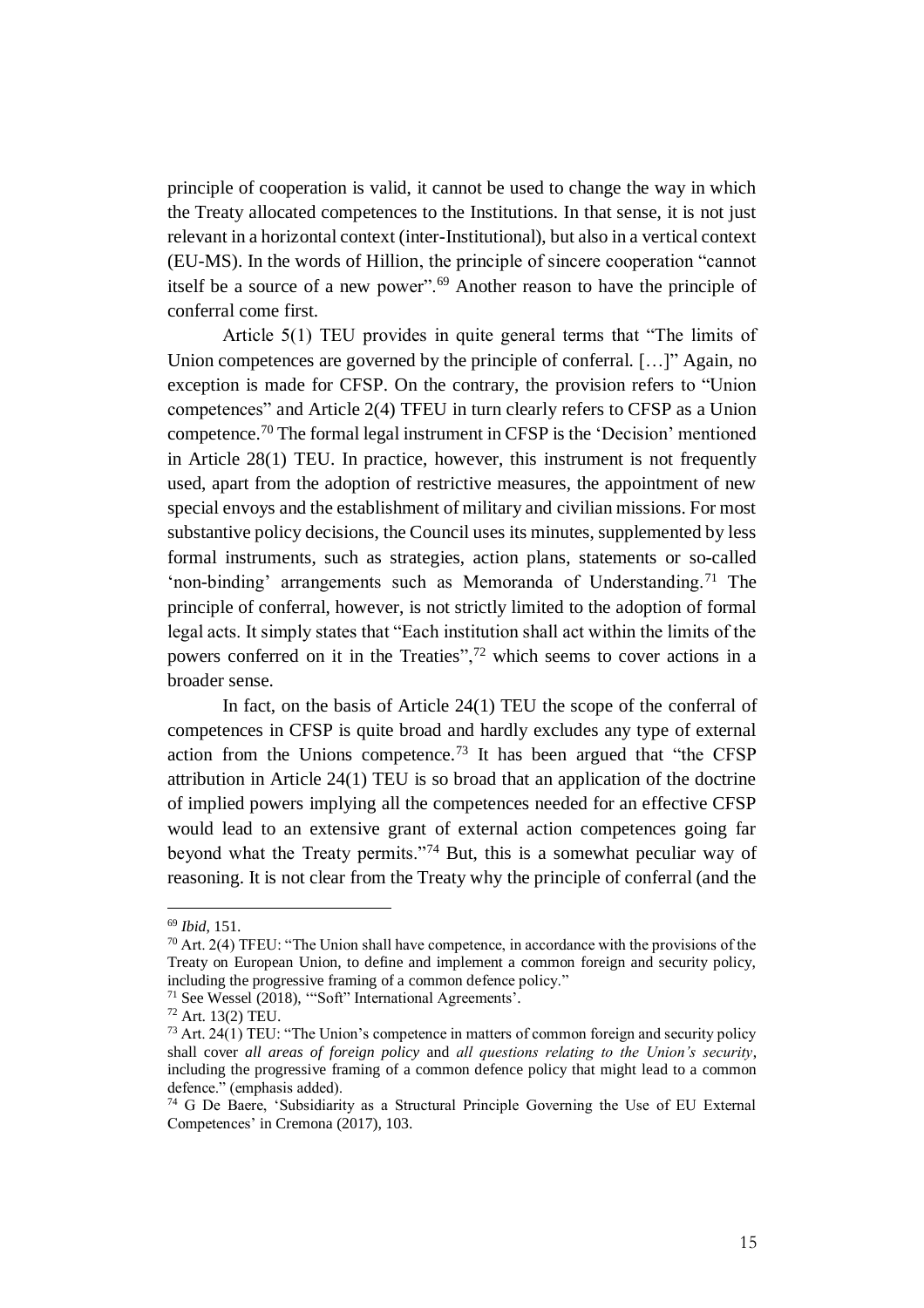principle of cooperation is valid, it cannot be used to change the way in which the Treaty allocated competences to the Institutions. In that sense, it is not just relevant in a horizontal context (inter-Institutional), but also in a vertical context (EU-MS). In the words of Hillion, the principle of sincere cooperation "cannot itself be a source of a new power".[69] Another reason to have the principle of conferral come first.

Article 5(1) TEU provides in quite general terms that "The limits of Union competences are governed by the principle of conferral. […]" Again, no exception is made for CFSP. On the contrary, the provision refers to "Union competences" and Article 2(4) TFEU in turn clearly refers to CFSP as a Union competence.[70] The formal legal instrument in CFSP is the 'Decision' mentioned in Article 28(1) TEU. In practice, however, this instrument is not frequently used, apart from the adoption of restrictive measures, the appointment of new special envoys and the establishment of military and civilian missions. For most substantive policy decisions, the Council uses its minutes, supplemented by less formal instruments, such as strategies, action plans, statements or so-called 'non-binding' arrangements such as Memoranda of Understanding.[71] The principle of conferral, however, is not strictly limited to the adoption of formal legal acts. It simply states that "Each institution shall act within the limits of the powers conferred on it in the Treaties",[72] which seems to cover actions in a broader sense.

In fact, on the basis of Article 24(1) TEU the scope of the conferral of competences in CFSP is quite broad and hardly excludes any type of external action from the Unions competence.[73] It has been argued that "the CFSP attribution in Article 24(1) TEU is so broad that an application of the doctrine of implied powers implying all the competences needed for an effective CFSP would lead to an extensive grant of external action competences going far beyond what the Treaty permits."[74] But, this is a somewhat peculiar way of reasoning. It is not clear from the Treaty why the principle of conferral (and the

---

[69] *Ibid*, 151.

[70] Art. 2(4) TFEU: "The Union shall have competence, in accordance with the provisions of the Treaty on European Union, to define and implement a common foreign and security policy, including the progressive framing of a common defence policy."

[71] See Wessel (2018), '"Soft" International Agreements'.

[72] Art. 13(2) TEU.

[73] Art. 24(1) TEU: "The Union's competence in matters of common foreign and security policy shall cover *all areas of foreign policy* and *all questions relating to the Union's security*, including the progressive framing of a common defence policy that might lead to a common defence." (emphasis added).

[74] G De Baere, 'Subsidiarity as a Structural Principle Governing the Use of EU External Competences' in Cremona (2017), 103.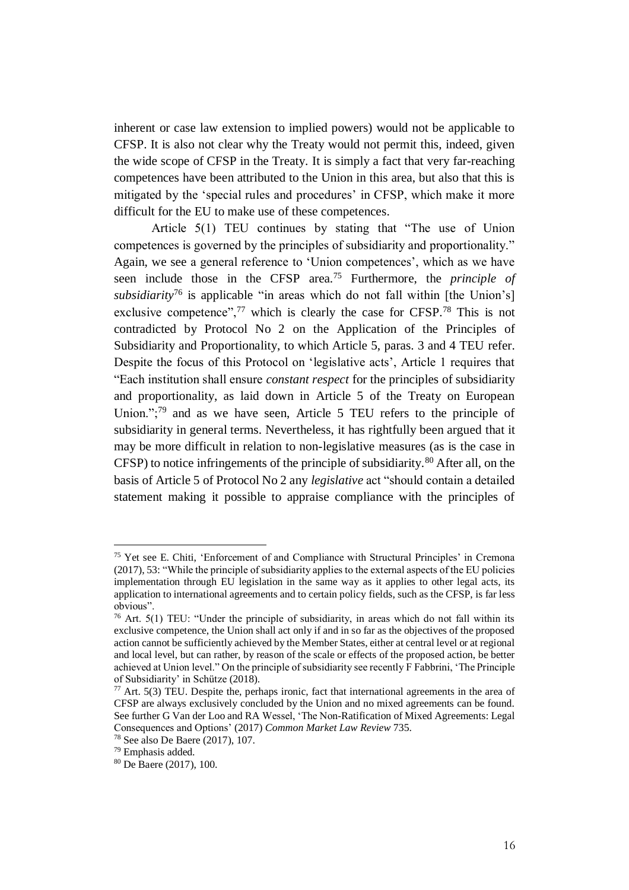inherent or case law extension to implied powers) would not be applicable to CFSP. It is also not clear why the Treaty would not permit this, indeed, given the wide scope of CFSP in the Treaty. It is simply a fact that very far-reaching competences have been attributed to the Union in this area, but also that this is mitigated by the 'special rules and procedures' in CFSP, which make it more difficult for the EU to make use of these competences.

Article 5(1) TEU continues by stating that "The use of Union competences is governed by the principles of subsidiarity and proportionality." Again, we see a general reference to 'Union competences', which as we have seen include those in the CFSP area.[75] Furthermore, the *principle of subsidiarity*[76] is applicable "in areas which do not fall within [the Union's] exclusive competence",[77] which is clearly the case for CFSP.[78] This is not contradicted by Protocol No 2 on the Application of the Principles of Subsidiarity and Proportionality, to which Article 5, paras. 3 and 4 TEU refer. Despite the focus of this Protocol on 'legislative acts', Article 1 requires that "Each institution shall ensure *constant respect* for the principles of subsidiarity and proportionality, as laid down in Article 5 of the Treaty on European Union.";[79] and as we have seen, Article 5 TEU refers to the principle of subsidiarity in general terms. Nevertheless, it has rightfully been argued that it may be more difficult in relation to non-legislative measures (as is the case in CFSP) to notice infringements of the principle of subsidiarity.[80] After all, on the basis of Article 5 of Protocol No 2 any *legislative* act "should contain a detailed statement making it possible to appraise compliance with the principles of

---

[75] Yet see E. Chiti, 'Enforcement of and Compliance with Structural Principles' in Cremona (2017), 53: "While the principle of subsidiarity applies to the external aspects of the EU policies implementation through EU legislation in the same way as it applies to other legal acts, its application to international agreements and to certain policy fields, such as the CFSP, is far less obvious".

[76] Art. 5(1) TEU: "Under the principle of subsidiarity, in areas which do not fall within its exclusive competence, the Union shall act only if and in so far as the objectives of the proposed action cannot be sufficiently achieved by the Member States, either at central level or at regional and local level, but can rather, by reason of the scale or effects of the proposed action, be better achieved at Union level." On the principle of subsidiarity see recently F Fabbrini, 'The Principle of Subsidiarity' in Schütze (2018).

[77] Art. 5(3) TEU. Despite the, perhaps ironic, fact that international agreements in the area of CFSP are always exclusively concluded by the Union and no mixed agreements can be found. See further G Van der Loo and RA Wessel, 'The Non-Ratification of Mixed Agreements: Legal Consequences and Options' (2017) *Common Market Law Review* 735.

[78] See also De Baere (2017), 107.

[79] Emphasis added.

[80] De Baere (2017), 100.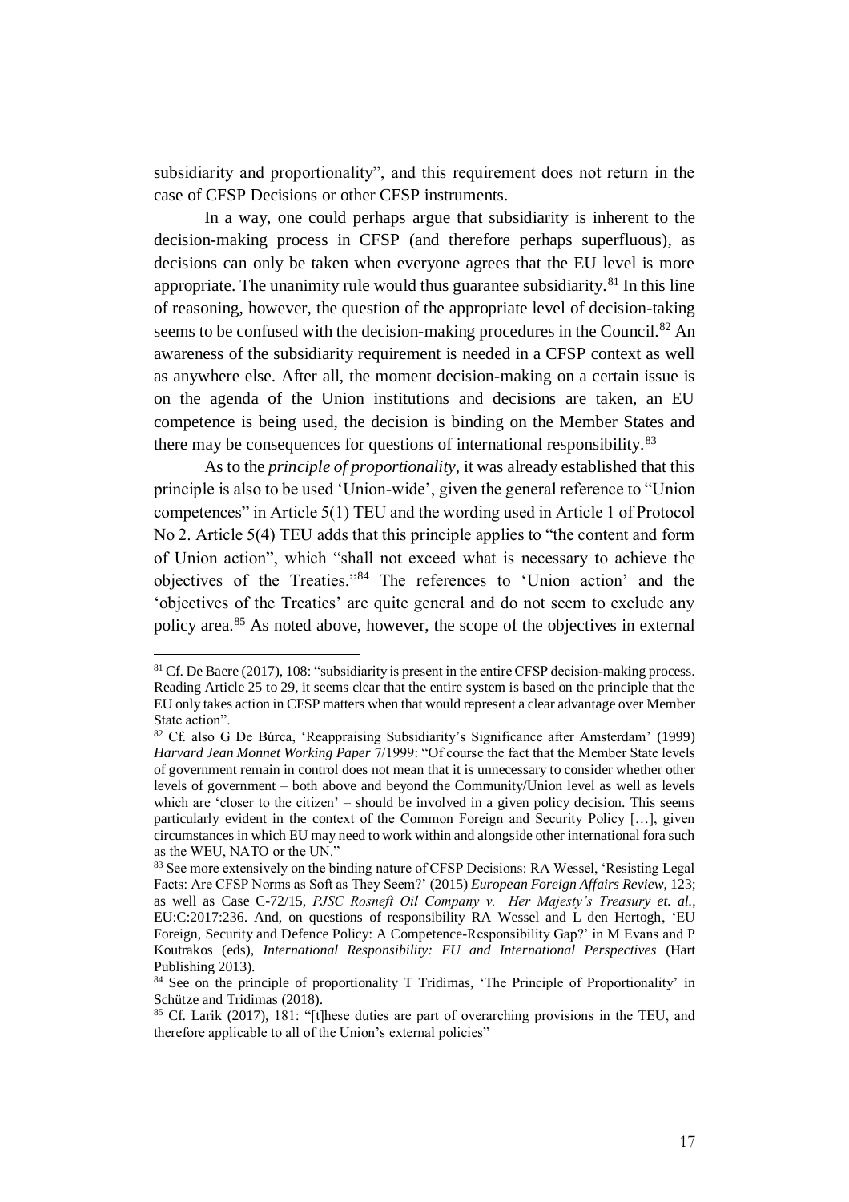subsidiarity and proportionality", and this requirement does not return in the case of CFSP Decisions or other CFSP instruments.

In a way, one could perhaps argue that subsidiarity is inherent to the decision-making process in CFSP (and therefore perhaps superfluous), as decisions can only be taken when everyone agrees that the EU level is more appropriate. The unanimity rule would thus guarantee subsidiarity.[81] In this line of reasoning, however, the question of the appropriate level of decision-taking seems to be confused with the decision-making procedures in the Council.[82] An awareness of the subsidiarity requirement is needed in a CFSP context as well as anywhere else. After all, the moment decision-making on a certain issue is on the agenda of the Union institutions and decisions are taken, an EU competence is being used, the decision is binding on the Member States and there may be consequences for questions of international responsibility.[83]

As to the *principle of proportionality*, it was already established that this principle is also to be used 'Union-wide', given the general reference to "Union competences" in Article 5(1) TEU and the wording used in Article 1 of Protocol No 2. Article 5(4) TEU adds that this principle applies to "the content and form of Union action", which "shall not exceed what is necessary to achieve the objectives of the Treaties."[84] The references to 'Union action' and the 'objectives of the Treaties' are quite general and do not seem to exclude any policy area.[85] As noted above, however, the scope of the objectives in external

---

[81] Cf. De Baere (2017), 108: "subsidiarity is present in the entire CFSP decision-making process. Reading Article 25 to 29, it seems clear that the entire system is based on the principle that the EU only takes action in CFSP matters when that would represent a clear advantage over Member State action".

[82] Cf. also G De Búrca, 'Reappraising Subsidiarity's Significance after Amsterdam' (1999) *Harvard Jean Monnet Working Paper* 7/1999: "Of course the fact that the Member State levels of government remain in control does not mean that it is unnecessary to consider whether other levels of government – both above and beyond the Community/Union level as well as levels which are 'closer to the citizen' – should be involved in a given policy decision. This seems particularly evident in the context of the Common Foreign and Security Policy […], given circumstances in which EU may need to work within and alongside other international fora such as the WEU, NATO or the UN."

[83] See more extensively on the binding nature of CFSP Decisions: RA Wessel, 'Resisting Legal Facts: Are CFSP Norms as Soft as They Seem?' (2015) *European Foreign Affairs Review*, 123; as well as Case C-72/15, *PJSC Rosneft Oil Company v. Her Majesty's Treasury et. al.*, EU:C:2017:236. And, on questions of responsibility RA Wessel and L den Hertogh, 'EU Foreign, Security and Defence Policy: A Competence-Responsibility Gap?' in M Evans and P Koutrakos (eds), *International Responsibility: EU and International Perspectives* (Hart Publishing 2013).

[84] See on the principle of proportionality T Tridimas, 'The Principle of Proportionality' in Schütze and Tridimas (2018).

[85] Cf. Larik (2017), 181: "[t]hese duties are part of overarching provisions in the TEU, and therefore applicable to all of the Union's external policies"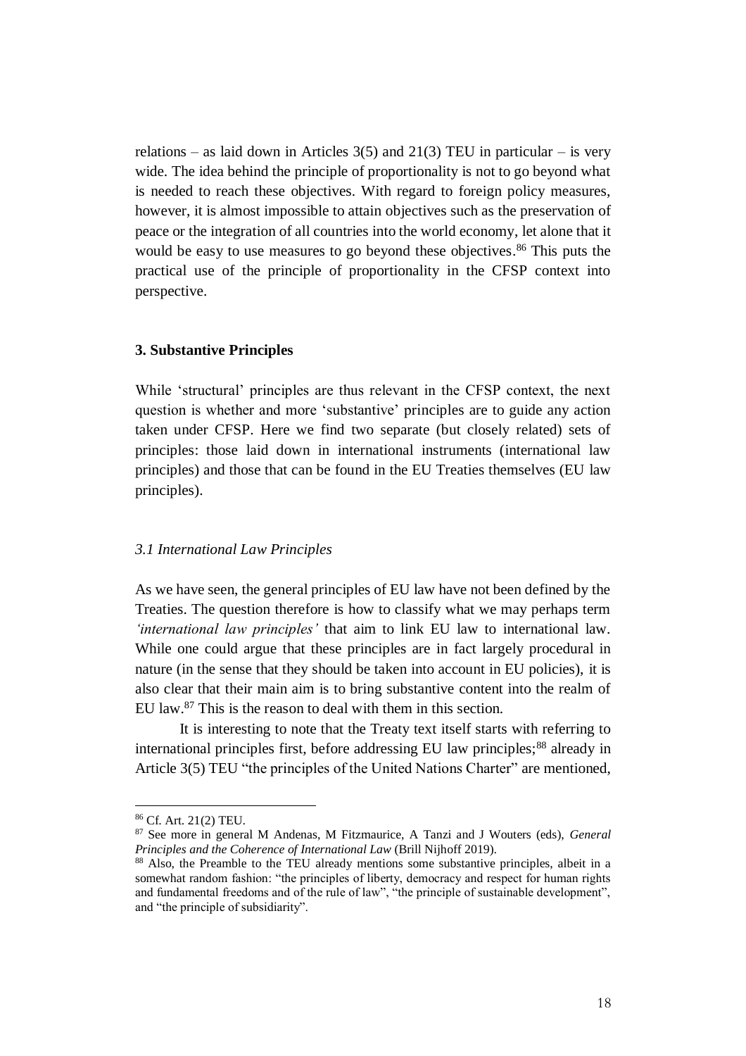relations – as laid down in Articles 3(5) and 21(3) TEU in particular – is very wide. The idea behind the principle of proportionality is not to go beyond what is needed to reach these objectives. With regard to foreign policy measures, however, it is almost impossible to attain objectives such as the preservation of peace or the integration of all countries into the world economy, let alone that it would be easy to use measures to go beyond these objectives.[86] This puts the practical use of the principle of proportionality in the CFSP context into perspective.

### 3. Substantive Principles

While 'structural' principles are thus relevant in the CFSP context, the next question is whether and more 'substantive' principles are to guide any action taken under CFSP. Here we find two separate (but closely related) sets of principles: those laid down in international instruments (international law principles) and those that can be found in the EU Treaties themselves (EU law principles).

#### *3.1 International Law Principles*

As we have seen, the general principles of EU law have not been defined by the Treaties. The question therefore is how to classify what we may perhaps term *'international law principles'* that aim to link EU law to international law. While one could argue that these principles are in fact largely procedural in nature (in the sense that they should be taken into account in EU policies), it is also clear that their main aim is to bring substantive content into the realm of EU law.[87] This is the reason to deal with them in this section.

It is interesting to note that the Treaty text itself starts with referring to international principles first, before addressing EU law principles;[88] already in Article 3(5) TEU "the principles of the United Nations Charter" are mentioned,

---

[86] Cf. Art. 21(2) TEU.

[87] See more in general M Andenas, M Fitzmaurice, A Tanzi and J Wouters (eds), *General Principles and the Coherence of International Law* (Brill Nijhoff 2019).

[88] Also, the Preamble to the TEU already mentions some substantive principles, albeit in a somewhat random fashion: "the principles of liberty, democracy and respect for human rights and fundamental freedoms and of the rule of law", "the principle of sustainable development", and "the principle of subsidiarity".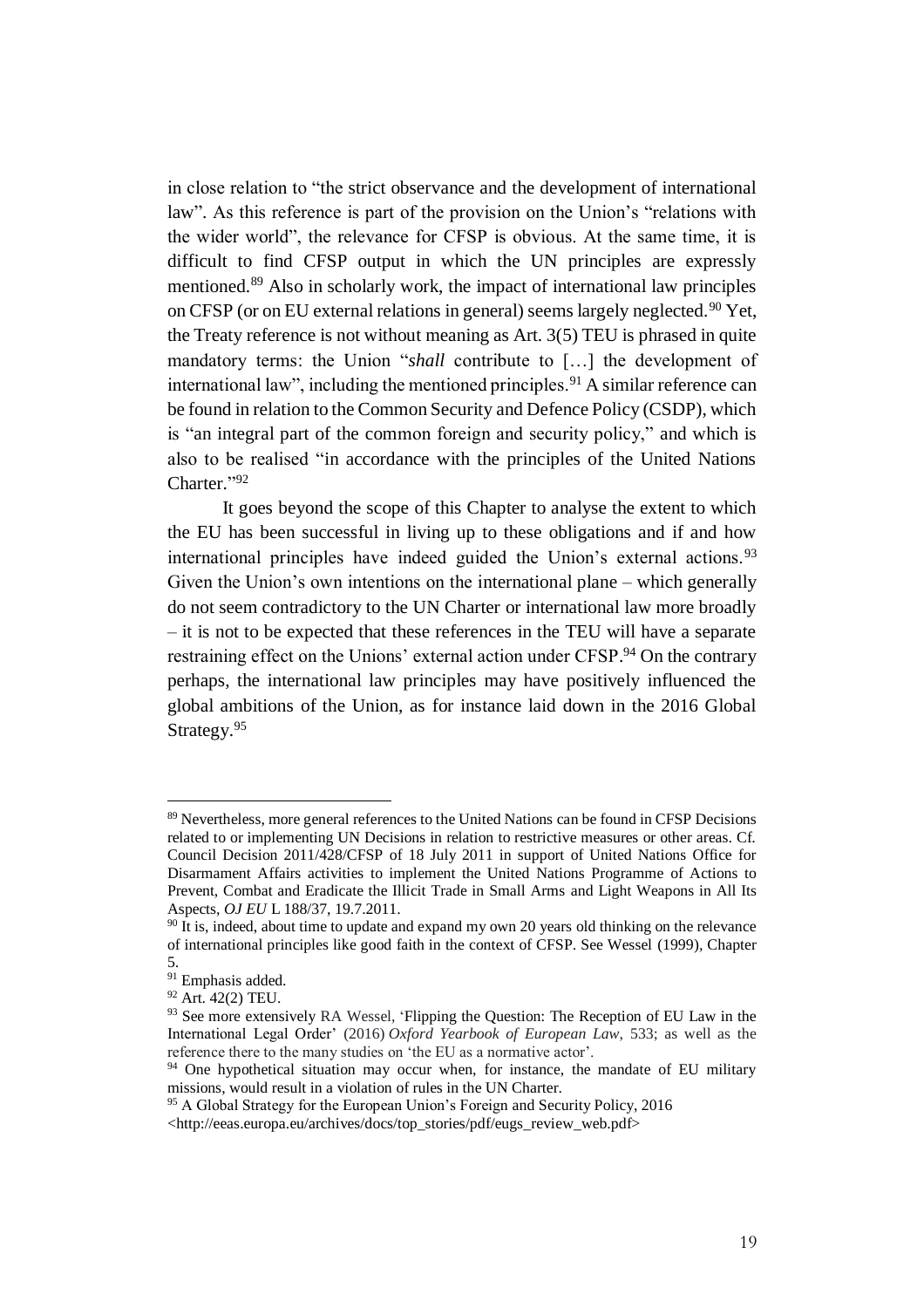in close relation to "the strict observance and the development of international law". As this reference is part of the provision on the Union's "relations with the wider world", the relevance for CFSP is obvious. At the same time, it is difficult to find CFSP output in which the UN principles are expressly mentioned.[89] Also in scholarly work, the impact of international law principles on CFSP (or on EU external relations in general) seems largely neglected.[90] Yet, the Treaty reference is not without meaning as Art. 3(5) TEU is phrased in quite mandatory terms: the Union "*shall* contribute to […] the development of international law", including the mentioned principles.[91] A similar reference can be found in relation to the Common Security and Defence Policy (CSDP), which is "an integral part of the common foreign and security policy," and which is also to be realised "in accordance with the principles of the United Nations Charter."[92]

It goes beyond the scope of this Chapter to analyse the extent to which the EU has been successful in living up to these obligations and if and how international principles have indeed guided the Union's external actions.[93] Given the Union's own intentions on the international plane – which generally do not seem contradictory to the UN Charter or international law more broadly – it is not to be expected that these references in the TEU will have a separate restraining effect on the Unions' external action under CFSP.[94] On the contrary perhaps, the international law principles may have positively influenced the global ambitions of the Union, as for instance laid down in the 2016 Global Strategy.[95]

---

[89] Nevertheless, more general references to the United Nations can be found in CFSP Decisions related to or implementing UN Decisions in relation to restrictive measures or other areas. Cf. Council Decision 2011/428/CFSP of 18 July 2011 in support of United Nations Office for Disarmament Affairs activities to implement the United Nations Programme of Actions to Prevent, Combat and Eradicate the Illicit Trade in Small Arms and Light Weapons in All Its Aspects, *OJ EU* L 188/37, 19.7.2011.

[90] It is, indeed, about time to update and expand my own 20 years old thinking on the relevance of international principles like good faith in the context of CFSP. See Wessel (1999), Chapter 5.

[91] Emphasis added.

[92] Art. 42(2) TEU.

[93] See more extensively RA Wessel, 'Flipping the Question: The Reception of EU Law in the International Legal Order' (2016) *Oxford Yearbook of European Law*, 533; as well as the reference there to the many studies on 'the EU as a normative actor'.

[94] One hypothetical situation may occur when, for instance, the mandate of EU military missions, would result in a violation of rules in the UN Charter.

[95] A Global Strategy for the European Union's Foreign and Security Policy, 2016 <http://eeas.europa.eu/archives/docs/top_stories/pdf/eugs_review_web.pdf>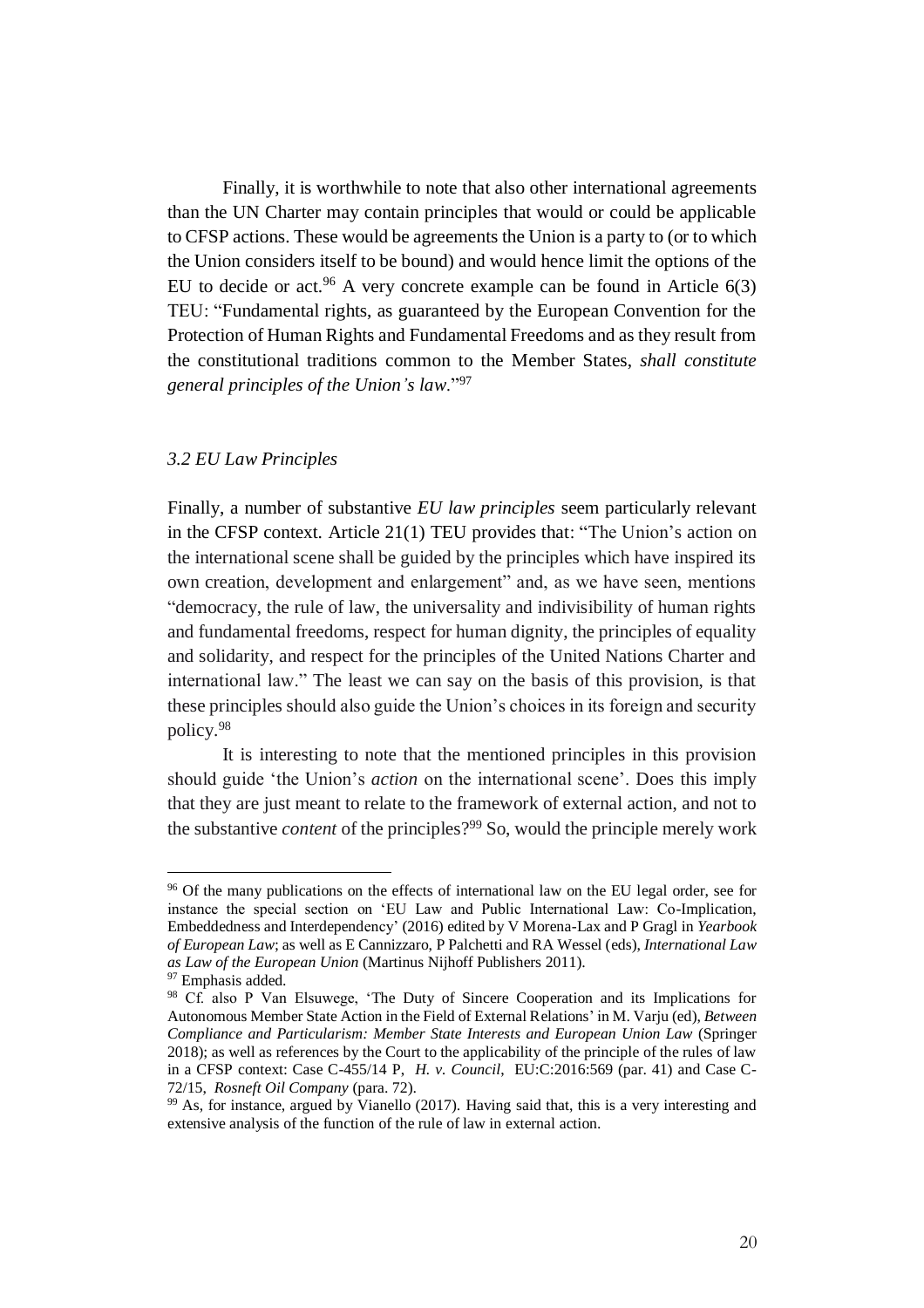Finally, it is worthwhile to note that also other international agreements than the UN Charter may contain principles that would or could be applicable to CFSP actions. These would be agreements the Union is a party to (or to which the Union considers itself to be bound) and would hence limit the options of the EU to decide or act.[96] A very concrete example can be found in Article 6(3) TEU: "Fundamental rights, as guaranteed by the European Convention for the Protection of Human Rights and Fundamental Freedoms and as they result from the constitutional traditions common to the Member States, *shall constitute general principles of the Union's law*."[97]

### *3.2 EU Law Principles*

Finally, a number of substantive *EU law principles* seem particularly relevant in the CFSP context. Article 21(1) TEU provides that: "The Union's action on the international scene shall be guided by the principles which have inspired its own creation, development and enlargement" and, as we have seen, mentions "democracy, the rule of law, the universality and indivisibility of human rights and fundamental freedoms, respect for human dignity, the principles of equality and solidarity, and respect for the principles of the United Nations Charter and international law." The least we can say on the basis of this provision, is that these principles should also guide the Union's choices in its foreign and security policy.[98]

It is interesting to note that the mentioned principles in this provision should guide 'the Union's *action* on the international scene'. Does this imply that they are just meant to relate to the framework of external action, and not to the substantive *content* of the principles?[99] So, would the principle merely work

---

[96] Of the many publications on the effects of international law on the EU legal order, see for instance the special section on 'EU Law and Public International Law: Co-Implication, Embeddedness and Interdependency' (2016) edited by V Morena-Lax and P Gragl in *Yearbook of European Law*; as well as E Cannizzaro, P Palchetti and RA Wessel (eds), *International Law as Law of the European Union* (Martinus Nijhoff Publishers 2011).

[97] Emphasis added.

[98] Cf. also P Van Elsuwege, 'The Duty of Sincere Cooperation and its Implications for Autonomous Member State Action in the Field of External Relations' in M. Varju (ed), *Between Compliance and Particularism: Member State Interests and European Union Law* (Springer 2018); as well as references by the Court to the applicability of the principle of the rules of law in a CFSP context: Case C-455/14 P, *H. v. Council*, EU:C:2016:569 (par. 41) and Case C-72/15, *Rosneft Oil Company* (para. 72).

[99] As, for instance, argued by Vianello (2017). Having said that, this is a very interesting and extensive analysis of the function of the rule of law in external action.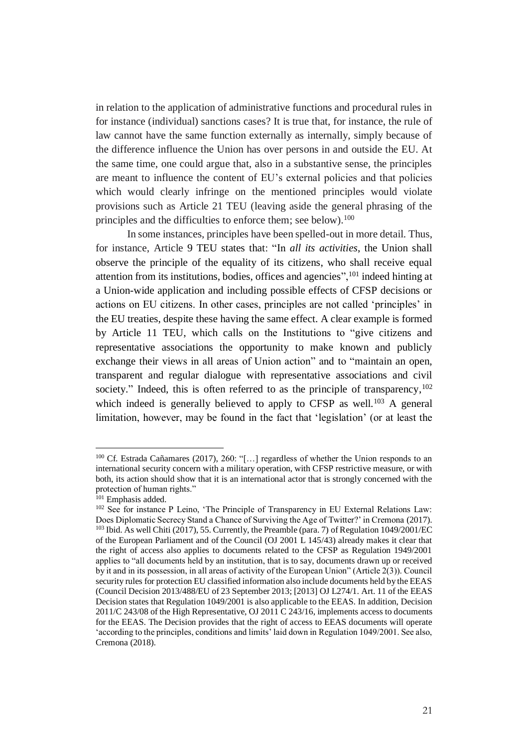in relation to the application of administrative functions and procedural rules in for instance (individual) sanctions cases? It is true that, for instance, the rule of law cannot have the same function externally as internally, simply because of the difference influence the Union has over persons in and outside the EU. At the same time, one could argue that, also in a substantive sense, the principles are meant to influence the content of EU's external policies and that policies which would clearly infringe on the mentioned principles would violate provisions such as Article 21 TEU (leaving aside the general phrasing of the principles and the difficulties to enforce them; see below).[100]

In some instances, principles have been spelled-out in more detail. Thus, for instance, Article 9 TEU states that: "In *all its activities*, the Union shall observe the principle of the equality of its citizens, who shall receive equal attention from its institutions, bodies, offices and agencies",[101] indeed hinting at a Union-wide application and including possible effects of CFSP decisions or actions on EU citizens. In other cases, principles are not called 'principles' in the EU treaties, despite these having the same effect. A clear example is formed by Article 11 TEU, which calls on the Institutions to "give citizens and representative associations the opportunity to make known and publicly exchange their views in all areas of Union action" and to "maintain an open, transparent and regular dialogue with representative associations and civil society." Indeed, this is often referred to as the principle of transparency,[102] which indeed is generally believed to apply to CFSP as well.[103] A general limitation, however, may be found in the fact that 'legislation' (or at least the

---

[100] Cf. Estrada Cañamares (2017), 260: "[…] regardless of whether the Union responds to an international security concern with a military operation, with CFSP restrictive measure, or with both, its action should show that it is an international actor that is strongly concerned with the protection of human rights."

[101] Emphasis added.

[102] See for instance P Leino, 'The Principle of Transparency in EU External Relations Law: Does Diplomatic Secrecy Stand a Chance of Surviving the Age of Twitter?' in Cremona (2017).

[103] Ibid. As well Chiti (2017), 55. Currently, the Preamble (para. 7) of Regulation 1049/2001/EC of the European Parliament and of the Council (OJ 2001 L 145/43) already makes it clear that the right of access also applies to documents related to the CFSP as Regulation 1949/2001 applies to "all documents held by an institution, that is to say, documents drawn up or received by it and in its possession, in all areas of activity of the European Union" (Article 2(3)). Council security rules for protection EU classified information also include documents held by the EEAS (Council Decision 2013/488/EU of 23 September 2013; [2013] OJ L274/1. Art. 11 of the EEAS Decision states that Regulation 1049/2001 is also applicable to the EEAS. In addition, Decision 2011/C 243/08 of the High Representative, OJ 2011 C 243/16, implements access to documents for the EEAS. The Decision provides that the right of access to EEAS documents will operate 'according to the principles, conditions and limits' laid down in Regulation 1049/2001. See also, Cremona (2018).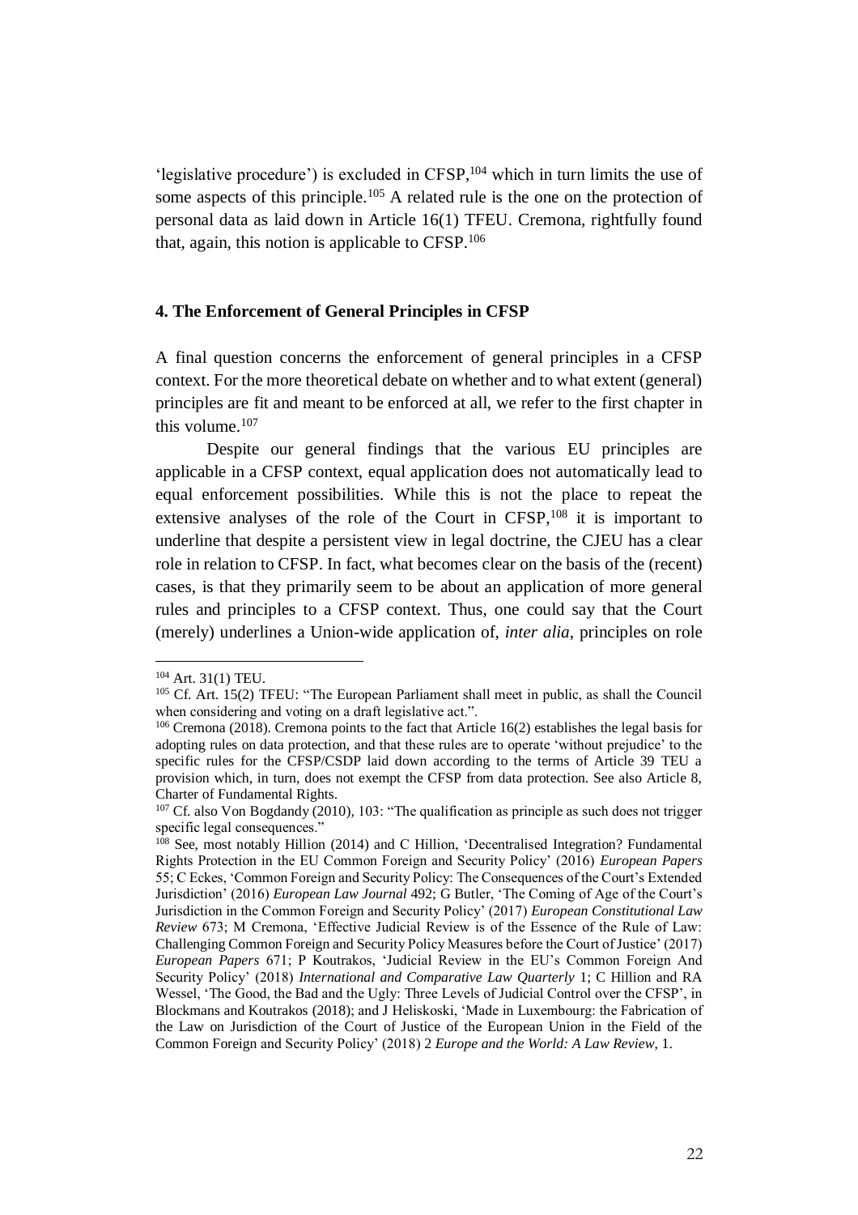'legislative procedure') is excluded in CFSP,[104] which in turn limits the use of some aspects of this principle.[105] A related rule is the one on the protection of personal data as laid down in Article 16(1) TFEU. Cremona, rightfully found that, again, this notion is applicable to CFSP.[106]

## 4. The Enforcement of General Principles in CFSP

A final question concerns the enforcement of general principles in a CFSP context. For the more theoretical debate on whether and to what extent (general) principles are fit and meant to be enforced at all, we refer to the first chapter in this volume.[107]

Despite our general findings that the various EU principles are applicable in a CFSP context, equal application does not automatically lead to equal enforcement possibilities. While this is not the place to repeat the extensive analyses of the role of the Court in CFSP,[108] it is important to underline that despite a persistent view in legal doctrine, the CJEU has a clear role in relation to CFSP. In fact, what becomes clear on the basis of the (recent) cases, is that they primarily seem to be about an application of more general rules and principles to a CFSP context. Thus, one could say that the Court (merely) underlines a Union-wide application of, *inter alia*, principles on role

---

[104] Art. 31(1) TEU.

[105] Cf. Art. 15(2) TFEU: "The European Parliament shall meet in public, as shall the Council when considering and voting on a draft legislative act.".

[106] Cremona (2018). Cremona points to the fact that Article 16(2) establishes the legal basis for adopting rules on data protection, and that these rules are to operate 'without prejudice' to the specific rules for the CFSP/CSDP laid down according to the terms of Article 39 TEU a provision which, in turn, does not exempt the CFSP from data protection. See also Article 8, Charter of Fundamental Rights.

[107] Cf. also Von Bogdandy (2010), 103: "The qualification as principle as such does not trigger specific legal consequences."

[108] See, most notably Hillion (2014) and C Hillion, 'Decentralised Integration? Fundamental Rights Protection in the EU Common Foreign and Security Policy' (2016) *European Papers* 55; C Eckes, 'Common Foreign and Security Policy: The Consequences of the Court's Extended Jurisdiction' (2016) *European Law Journal* 492; G Butler, 'The Coming of Age of the Court's Jurisdiction in the Common Foreign and Security Policy' (2017) *European Constitutional Law Review* 673; M Cremona, 'Effective Judicial Review is of the Essence of the Rule of Law: Challenging Common Foreign and Security Policy Measures before the Court of Justice' (2017) *European Papers* 671; P Koutrakos, 'Judicial Review in the EU's Common Foreign And Security Policy' (2018) *International and Comparative Law Quarterly* 1; C Hillion and RA Wessel, 'The Good, the Bad and the Ugly: Three Levels of Judicial Control over the CFSP', in Blockmans and Koutrakos (2018); and J Heliskoski, 'Made in Luxembourg: the Fabrication of the Law on Jurisdiction of the Court of Justice of the European Union in the Field of the Common Foreign and Security Policy' (2018) 2 *Europe and the World: A Law Review*, 1.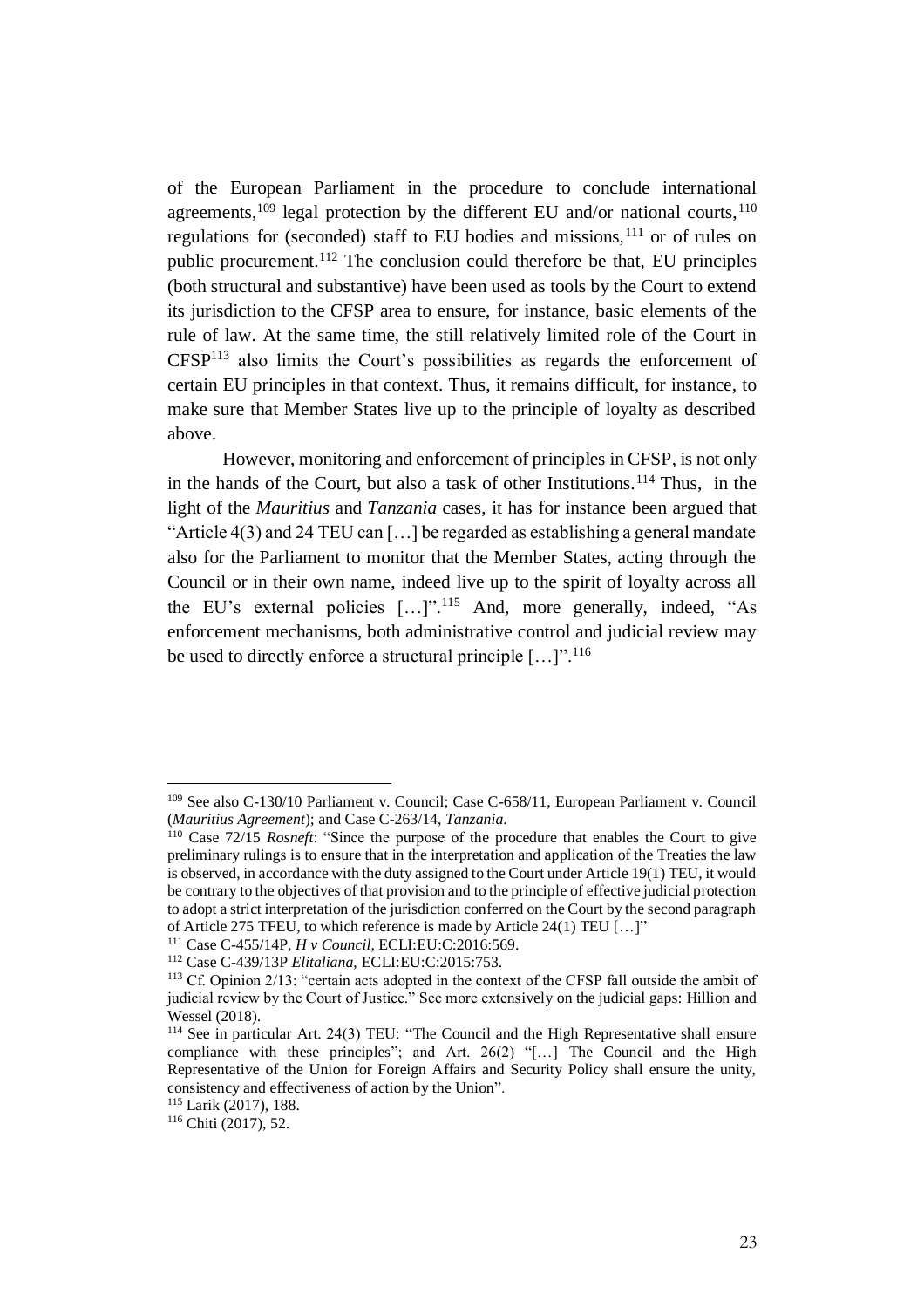of the European Parliament in the procedure to conclude international agreements,[109] legal protection by the different EU and/or national courts,[110] regulations for (seconded) staff to EU bodies and missions,[111] or of rules on public procurement.[112] The conclusion could therefore be that, EU principles (both structural and substantive) have been used as tools by the Court to extend its jurisdiction to the CFSP area to ensure, for instance, basic elements of the rule of law. At the same time, the still relatively limited role of the Court in CFSP[113] also limits the Court's possibilities as regards the enforcement of certain EU principles in that context. Thus, it remains difficult, for instance, to make sure that Member States live up to the principle of loyalty as described above.

However, monitoring and enforcement of principles in CFSP, is not only in the hands of the Court, but also a task of other Institutions.[114] Thus, in the light of the *Mauritius* and *Tanzania* cases, it has for instance been argued that "Article 4(3) and 24 TEU can […] be regarded as establishing a general mandate also for the Parliament to monitor that the Member States, acting through the Council or in their own name, indeed live up to the spirit of loyalty across all the EU's external policies […]".[115] And, more generally, indeed, "As enforcement mechanisms, both administrative control and judicial review may be used to directly enforce a structural principle […]".[116]

---

[109] See also C-130/10 Parliament v. Council; Case C-658/11, European Parliament v. Council (*Mauritius Agreement*); and Case C-263/14, *Tanzania*.

[110] Case 72/15 *Rosneft*: "Since the purpose of the procedure that enables the Court to give preliminary rulings is to ensure that in the interpretation and application of the Treaties the law is observed, in accordance with the duty assigned to the Court under Article 19(1) TEU, it would be contrary to the objectives of that provision and to the principle of effective judicial protection to adopt a strict interpretation of the jurisdiction conferred on the Court by the second paragraph of Article 275 TFEU, to which reference is made by Article 24(1) TEU […]"

[111] Case C-455/14P, *H v Council*, ECLI:EU:C:2016:569.

[112] Case C-439/13P *Elitaliana*, ECLI:EU:C:2015:753.

[113] Cf. Opinion 2/13: "certain acts adopted in the context of the CFSP fall outside the ambit of judicial review by the Court of Justice." See more extensively on the judicial gaps: Hillion and Wessel (2018).

[114] See in particular Art. 24(3) TEU: "The Council and the High Representative shall ensure compliance with these principles"; and Art. 26(2) "[…] The Council and the High Representative of the Union for Foreign Affairs and Security Policy shall ensure the unity, consistency and effectiveness of action by the Union".

[115] Larik (2017), 188.

[116] Chiti (2017), 52.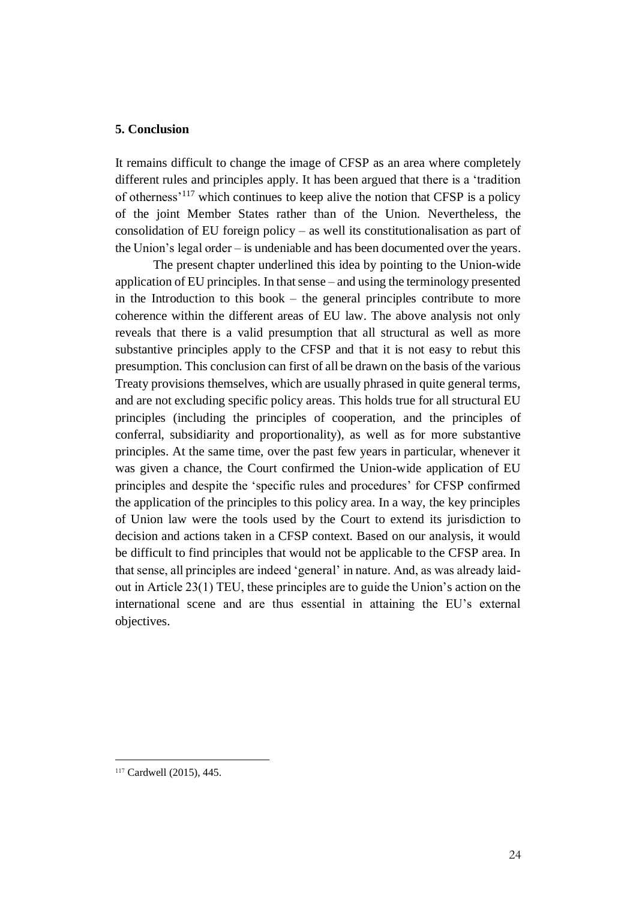## 5. Conclusion

It remains difficult to change the image of CFSP as an area where completely different rules and principles apply. It has been argued that there is a 'tradition of otherness'[117] which continues to keep alive the notion that CFSP is a policy of the joint Member States rather than of the Union. Nevertheless, the consolidation of EU foreign policy – as well its constitutionalisation as part of the Union's legal order – is undeniable and has been documented over the years.

The present chapter underlined this idea by pointing to the Union-wide application of EU principles. In that sense – and using the terminology presented in the Introduction to this book – the general principles contribute to more coherence within the different areas of EU law. The above analysis not only reveals that there is a valid presumption that all structural as well as more substantive principles apply to the CFSP and that it is not easy to rebut this presumption. This conclusion can first of all be drawn on the basis of the various Treaty provisions themselves, which are usually phrased in quite general terms, and are not excluding specific policy areas. This holds true for all structural EU principles (including the principles of cooperation, and the principles of conferral, subsidiarity and proportionality), as well as for more substantive principles. At the same time, over the past few years in particular, whenever it was given a chance, the Court confirmed the Union-wide application of EU principles and despite the 'specific rules and procedures' for CFSP confirmed the application of the principles to this policy area. In a way, the key principles of Union law were the tools used by the Court to extend its jurisdiction to decision and actions taken in a CFSP context. Based on our analysis, it would be difficult to find principles that would not be applicable to the CFSP area. In that sense, all principles are indeed 'general' in nature. And, as was already laid-out in Article 23(1) TEU, these principles are to guide the Union's action on the international scene and are thus essential in attaining the EU's external objectives.

[117] Cardwell (2015), 445.